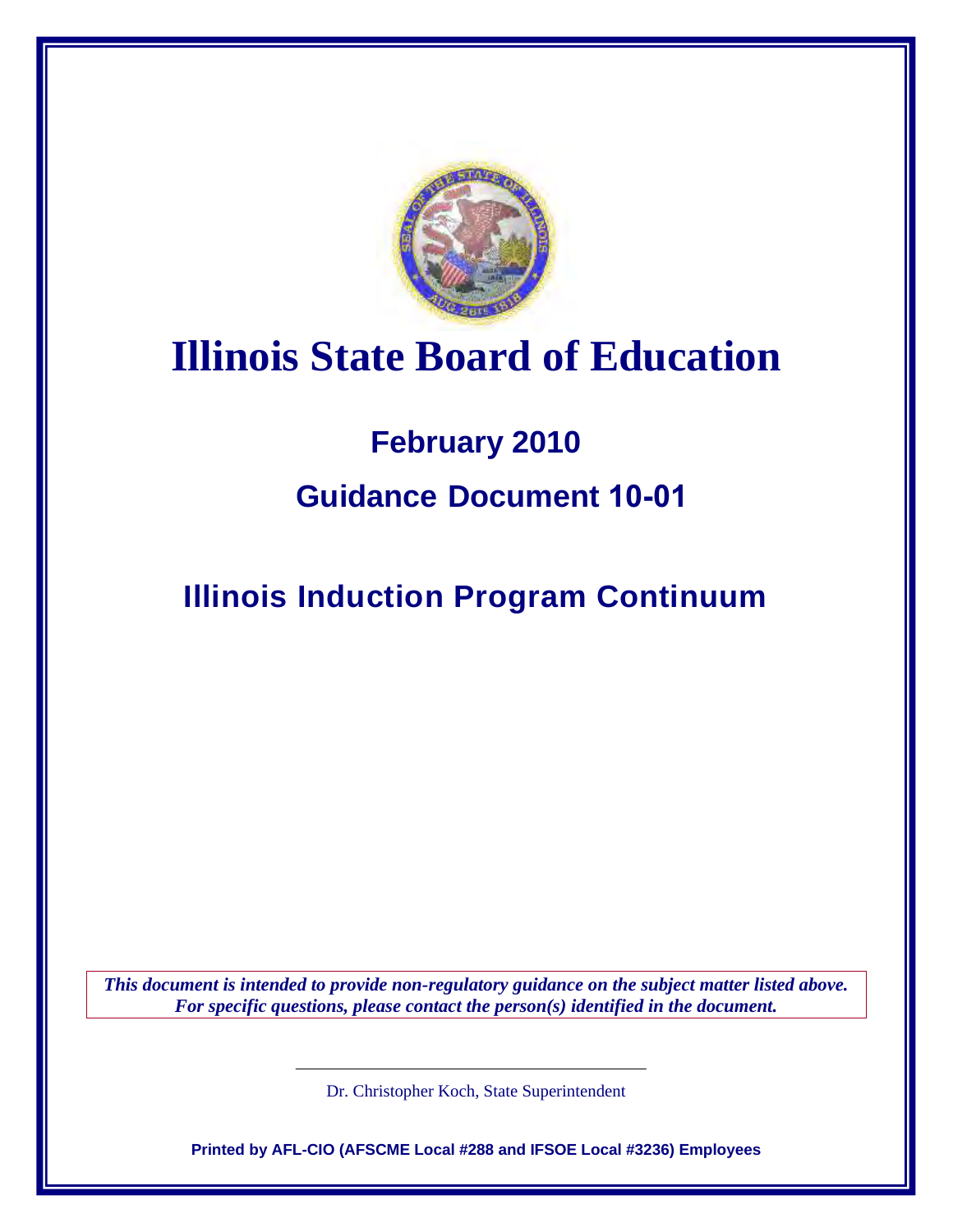# Illinois State Board of Education

## February 2010

## Guidance Document 10-01

## Illinois Induction Program Continuum

***This document is intended to provide non-regulatory guidance on the subject matter listed above. For specific questions, please contact the person(s) identified in the document.***

Dr. Christopher Koch, State Superintendent

**Printed by AFL-CIO (AFSCME Local #288 and IFSOE Local #3236) Employees**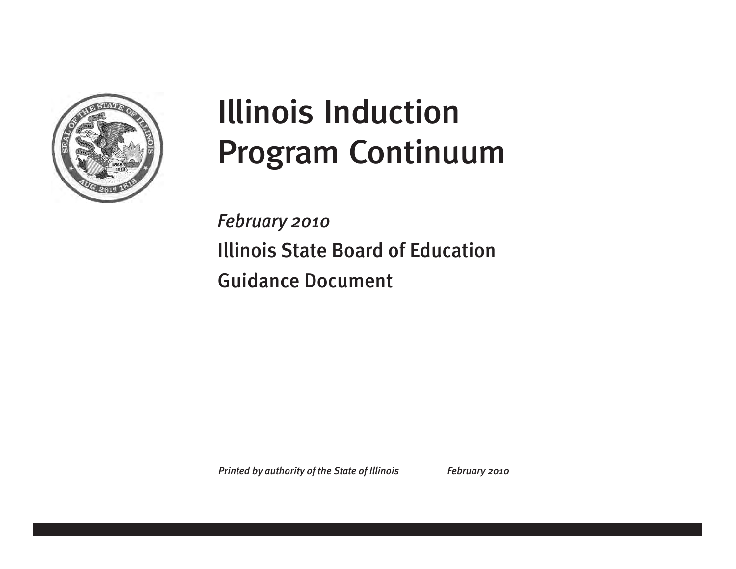# Illinois Induction Program Continuum

*February 2010*

Illinois State Board of Education

Guidance Document

*Printed by authority of the State of Illinois* *February 2010*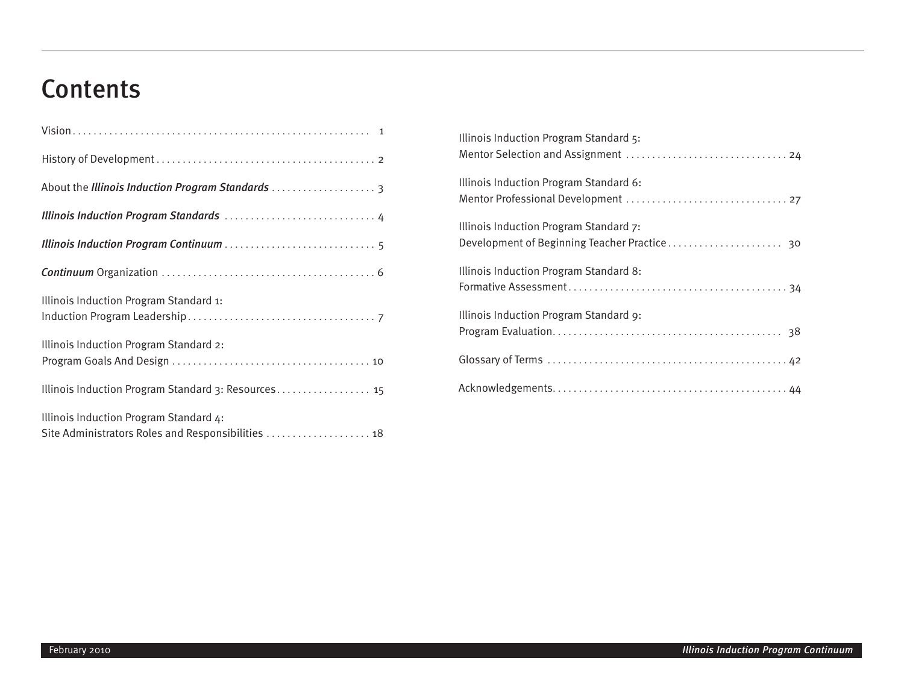# Contents

Vision . . . . . . . . . . 1

History of Development . . . . . . . . . . 2

About the ***Illinois Induction Program Standards*** . . . . . . . . . . 3

***Illinois Induction Program Standards*** . . . . . . . . . . 4

***Illinois Induction Program Continuum*** . . . . . . . . . . 5

***Continuum*** Organization . . . . . . . . . . 6

Illinois Induction Program Standard 1:
Induction Program Leadership . . . . . . . . . . 7

Illinois Induction Program Standard 2:
Program Goals And Design . . . . . . . . . . 10

Illinois Induction Program Standard 3: Resources . . . . . . . . . . 15

Illinois Induction Program Standard 4:
Site Administrators Roles and Responsibilities . . . . . . . . . . 18

Illinois Induction Program Standard 5:
Mentor Selection and Assignment . . . . . . . . . . 24

Illinois Induction Program Standard 6:
Mentor Professional Development . . . . . . . . . . 27

Illinois Induction Program Standard 7:
Development of Beginning Teacher Practice . . . . . . . . . . 30

Illinois Induction Program Standard 8:
Formative Assessment . . . . . . . . . . 34

Illinois Induction Program Standard 9:
Program Evaluation . . . . . . . . . . 38

Glossary of Terms . . . . . . . . . . 42

Acknowledgements . . . . . . . . . . 44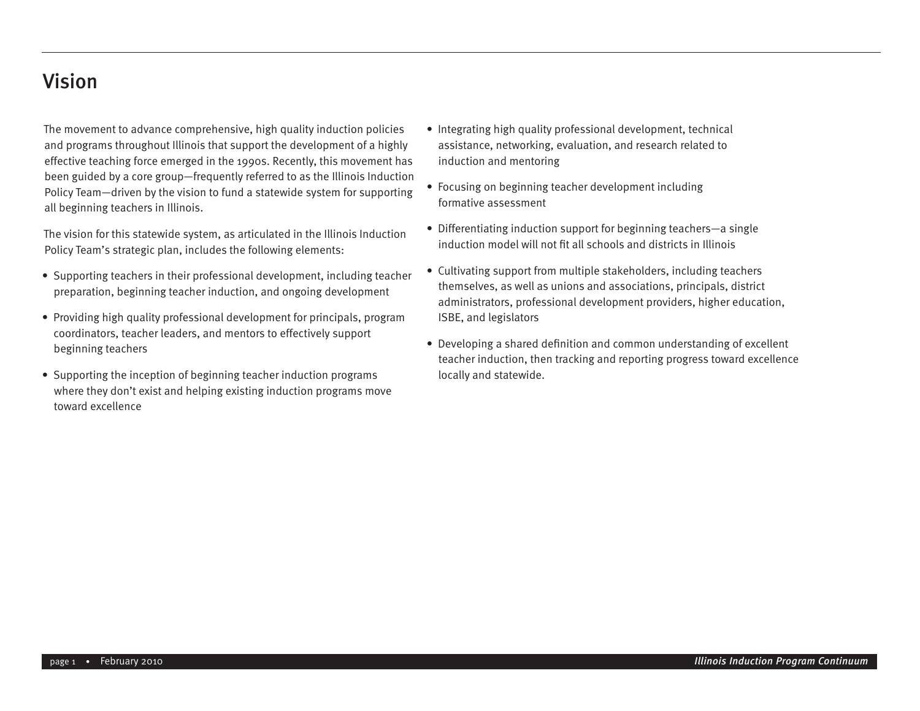# Vision

The movement to advance comprehensive, high quality induction policies and programs throughout Illinois that support the development of a highly effective teaching force emerged in the 1990s. Recently, this movement has been guided by a core group—frequently referred to as the Illinois Induction Policy Team—driven by the vision to fund a statewide system for supporting all beginning teachers in Illinois.

The vision for this statewide system, as articulated in the Illinois Induction Policy Team's strategic plan, includes the following elements:

- Supporting teachers in their professional development, including teacher preparation, beginning teacher induction, and ongoing development
- Providing high quality professional development for principals, program coordinators, teacher leaders, and mentors to effectively support beginning teachers
- Supporting the inception of beginning teacher induction programs where they don't exist and helping existing induction programs move toward excellence
- Integrating high quality professional development, technical assistance, networking, evaluation, and research related to induction and mentoring
- Focusing on beginning teacher development including formative assessment
- Differentiating induction support for beginning teachers—a single induction model will not fit all schools and districts in Illinois
- Cultivating support from multiple stakeholders, including teachers themselves, as well as unions and associations, principals, district administrators, professional development providers, higher education, ISBE, and legislators
- Developing a shared definition and common understanding of excellent teacher induction, then tracking and reporting progress toward excellence locally and statewide.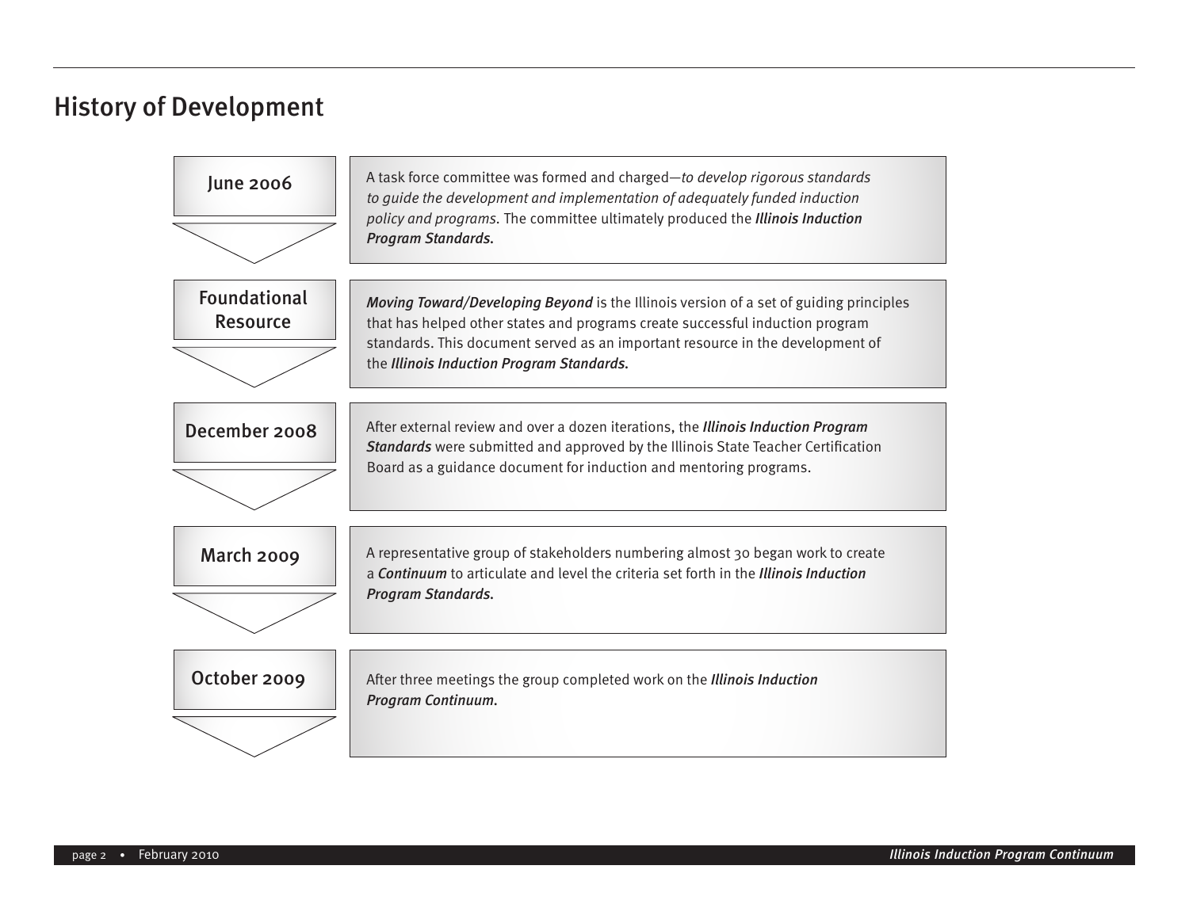## History of Development

**June 2006**

A task force committee was formed and charged—*to develop rigorous standards to guide the development and implementation of adequately funded induction policy and programs.* The committee ultimately produced the ***Illinois Induction Program Standards***.

**Foundational Resource**

***Moving Toward/Developing Beyond*** is the Illinois version of a set of guiding principles that has helped other states and programs create successful induction program standards. This document served as an important resource in the development of the ***Illinois Induction Program Standards***.

**December 2008**

After external review and over a dozen iterations, the ***Illinois Induction Program Standards*** were submitted and approved by the Illinois State Teacher Certification Board as a guidance document for induction and mentoring programs.

**March 2009**

A representative group of stakeholders numbering almost 30 began work to create a ***Continuum*** to articulate and level the criteria set forth in the ***Illinois Induction Program Standards***.

**October 2009**

After three meetings the group completed work on the ***Illinois Induction Program Continuum***.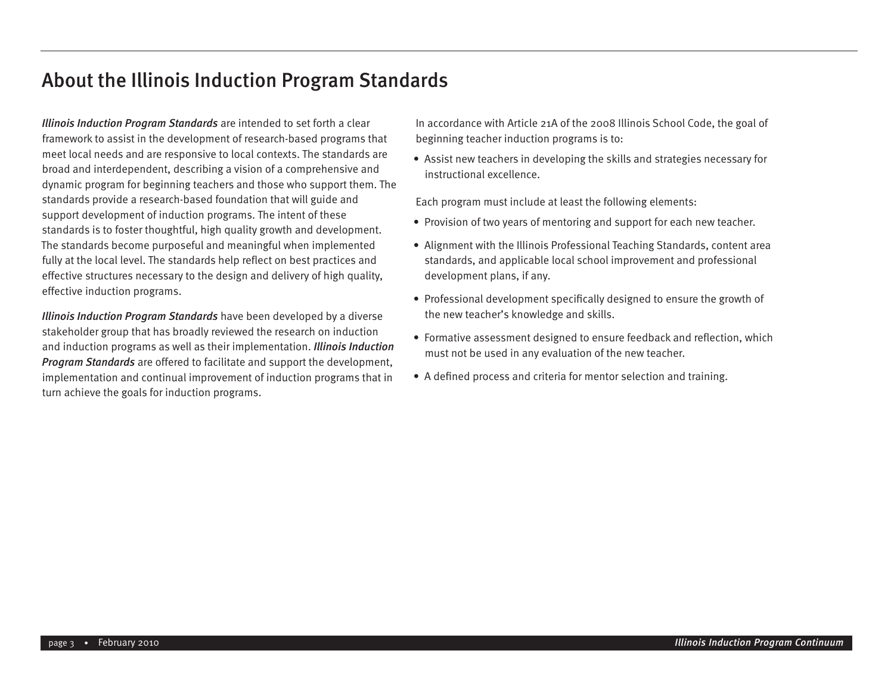# About the Illinois Induction Program Standards

***Illinois Induction Program Standards*** are intended to set forth a clear framework to assist in the development of research-based programs that meet local needs and are responsive to local contexts. The standards are broad and interdependent, describing a vision of a comprehensive and dynamic program for beginning teachers and those who support them. The standards provide a research-based foundation that will guide and support development of induction programs. The intent of these standards is to foster thoughtful, high quality growth and development. The standards become purposeful and meaningful when implemented fully at the local level. The standards help reflect on best practices and effective structures necessary to the design and delivery of high quality, effective induction programs.

***Illinois Induction Program Standards*** have been developed by a diverse stakeholder group that has broadly reviewed the research on induction and induction programs as well as their implementation. ***Illinois Induction Program Standards*** are offered to facilitate and support the development, implementation and continual improvement of induction programs that in turn achieve the goals for induction programs.

In accordance with Article 21A of the 2008 Illinois School Code, the goal of beginning teacher induction programs is to:

- Assist new teachers in developing the skills and strategies necessary for instructional excellence.

Each program must include at least the following elements:

- Provision of two years of mentoring and support for each new teacher.
- Alignment with the Illinois Professional Teaching Standards, content area standards, and applicable local school improvement and professional development plans, if any.
- Professional development specifically designed to ensure the growth of the new teacher's knowledge and skills.
- Formative assessment designed to ensure feedback and reflection, which must not be used in any evaluation of the new teacher.
- A defined process and criteria for mentor selection and training.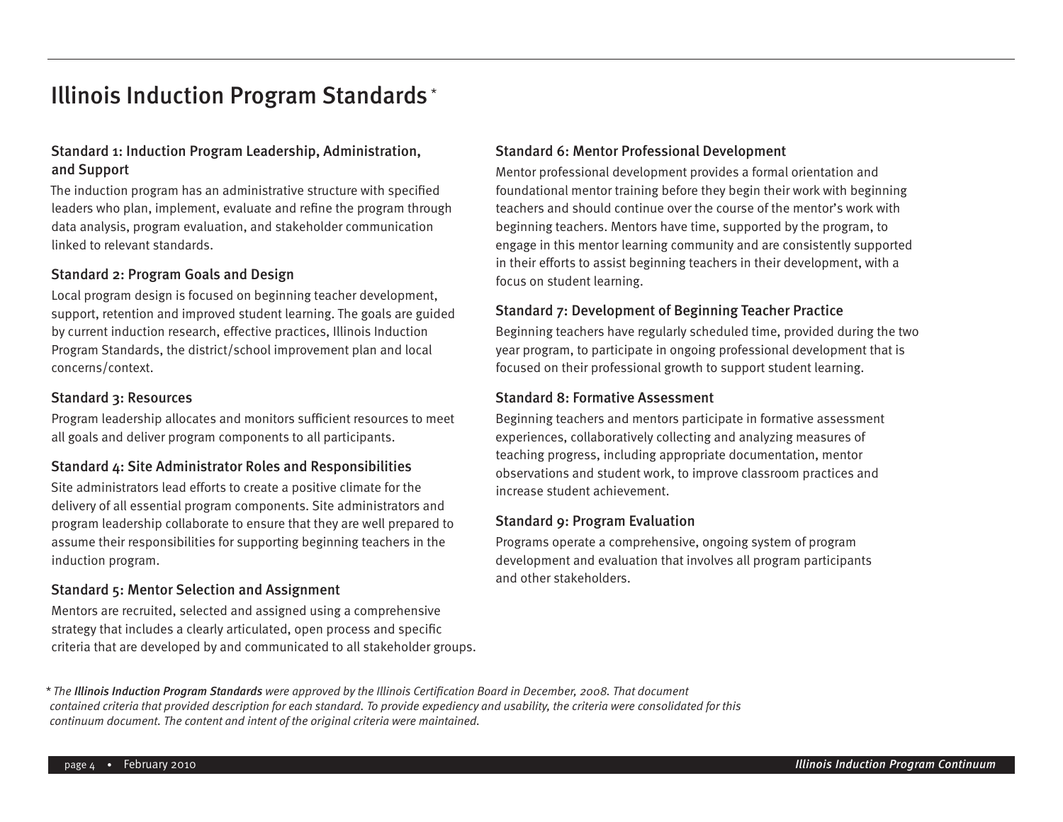# Illinois Induction Program Standards *

### Standard 1: Induction Program Leadership, Administration, and Support

The induction program has an administrative structure with specified leaders who plan, implement, evaluate and refine the program through data analysis, program evaluation, and stakeholder communication linked to relevant standards.

### Standard 2: Program Goals and Design

Local program design is focused on beginning teacher development, support, retention and improved student learning. The goals are guided by current induction research, effective practices, Illinois Induction Program Standards, the district/school improvement plan and local concerns/context.

### Standard 3: Resources

Program leadership allocates and monitors sufficient resources to meet all goals and deliver program components to all participants.

### Standard 4: Site Administrator Roles and Responsibilities

Site administrators lead efforts to create a positive climate for the delivery of all essential program components. Site administrators and program leadership collaborate to ensure that they are well prepared to assume their responsibilities for supporting beginning teachers in the induction program.

### Standard 5: Mentor Selection and Assignment

Mentors are recruited, selected and assigned using a comprehensive strategy that includes a clearly articulated, open process and specific criteria that are developed by and communicated to all stakeholder groups.

### Standard 6: Mentor Professional Development

Mentor professional development provides a formal orientation and foundational mentor training before they begin their work with beginning teachers and should continue over the course of the mentor's work with beginning teachers. Mentors have time, supported by the program, to engage in this mentor learning community and are consistently supported in their efforts to assist beginning teachers in their development, with a focus on student learning.

### Standard 7: Development of Beginning Teacher Practice

Beginning teachers have regularly scheduled time, provided during the two year program, to participate in ongoing professional development that is focused on their professional growth to support student learning.

### Standard 8: Formative Assessment

Beginning teachers and mentors participate in formative assessment experiences, collaboratively collecting and analyzing measures of teaching progress, including appropriate documentation, mentor observations and student work, to improve classroom practices and increase student achievement.

### Standard 9: Program Evaluation

Programs operate a comprehensive, ongoing system of program development and evaluation that involves all program participants and other stakeholders.

*\* The **Illinois Induction Program Standards** were approved by the Illinois Certification Board in December, 2008. That document contained criteria that provided description for each standard. To provide expediency and usability, the criteria were consolidated for this continuum document. The content and intent of the original criteria were maintained.*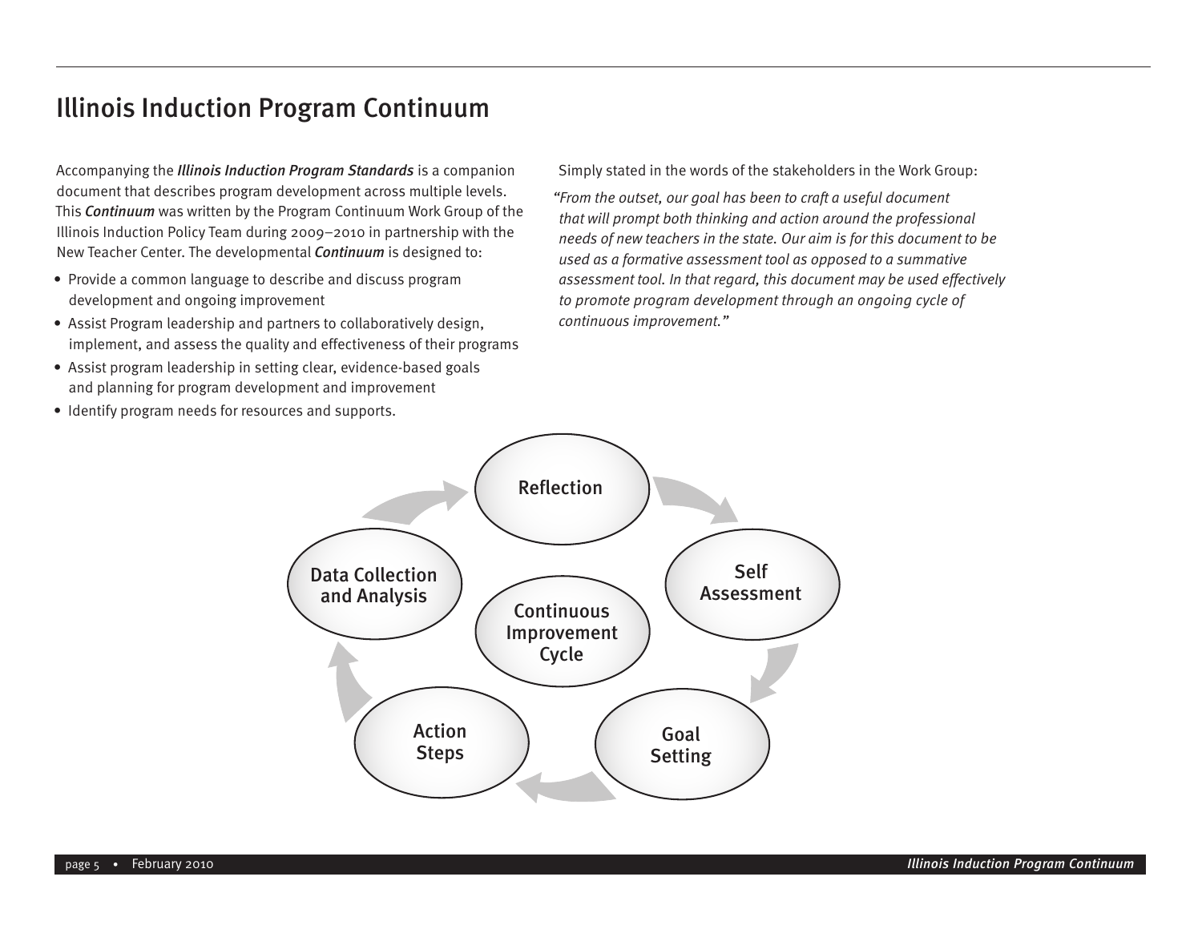# Illinois Induction Program Continuum

Accompanying the ***Illinois Induction Program Standards*** is a companion document that describes program development across multiple levels. This ***Continuum*** was written by the Program Continuum Work Group of the Illinois Induction Policy Team during 2009–2010 in partnership with the New Teacher Center. The developmental ***Continuum*** is designed to:

- Provide a common language to describe and discuss program development and ongoing improvement
- Assist Program leadership and partners to collaboratively design, implement, and assess the quality and effectiveness of their programs
- Assist program leadership in setting clear, evidence-based goals and planning for program development and improvement
- Identify program needs for resources and supports.

Simply stated in the words of the stakeholders in the Work Group:

*"From the outset, our goal has been to craft a useful document that will prompt both thinking and action around the professional needs of new teachers in the state. Our aim is for this document to be used as a formative assessment tool as opposed to a summative assessment tool. In that regard, this document may be used effectively to promote program development through an ongoing cycle of continuous improvement."*

Continuous Improvement Cycle

Reflection → Self Assessment → Goal Setting → Action Steps → Data Collection and Analysis → Reflection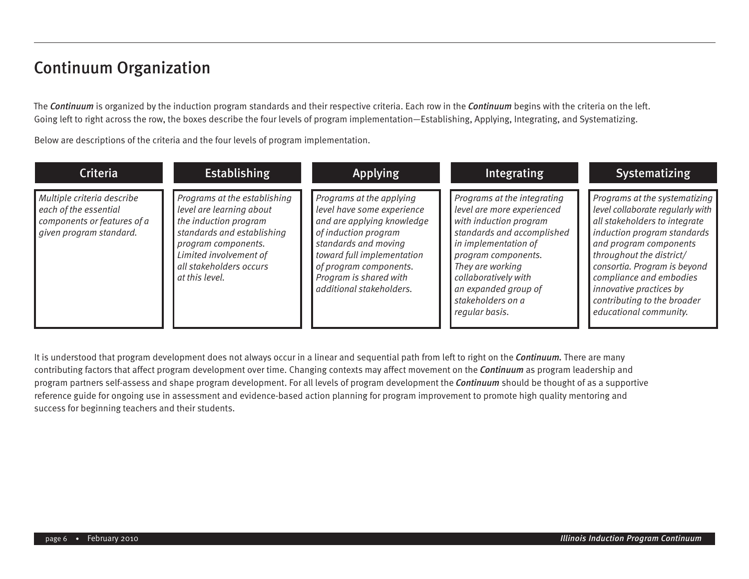# Continuum Organization

The ***Continuum*** is organized by the induction program standards and their respective criteria. Each row in the ***Continuum*** begins with the criteria on the left. Going left to right across the row, the boxes describe the four levels of program implementation—Establishing, Applying, Integrating, and Systematizing.

Below are descriptions of the criteria and the four levels of program implementation.

| Criteria | Establishing | Applying | Integrating | Systematizing |
|---|---|---|---|---|
| *Multiple criteria describe each of the essential components or features of a given program standard.* | *Programs at the establishing level are learning about the induction program standards and establishing program components. Limited involvement of all stakeholders occurs at this level.* | *Programs at the applying level have some experience and are applying knowledge of induction program standards and moving toward full implementation of program components. Program is shared with additional stakeholders.* | *Programs at the integrating level are more experienced with induction program standards and accomplished in implementation of program components. They are working collaboratively with an expanded group of stakeholders on a regular basis.* | *Programs at the systematizing level collaborate regularly with all stakeholders to integrate induction program standards and program components throughout the district/ consortia. Program is beyond compliance and embodies innovative practices by contributing to the broader educational community.* |

It is understood that program development does not always occur in a linear and sequential path from left to right on the ***Continuum.*** There are many contributing factors that affect program development over time. Changing contexts may affect movement on the ***Continuum*** as program leadership and program partners self-assess and shape program development. For all levels of program development the ***Continuum*** should be thought of as a supportive reference guide for ongoing use in assessment and evidence-based action planning for program improvement to promote high quality mentoring and success for beginning teachers and their students.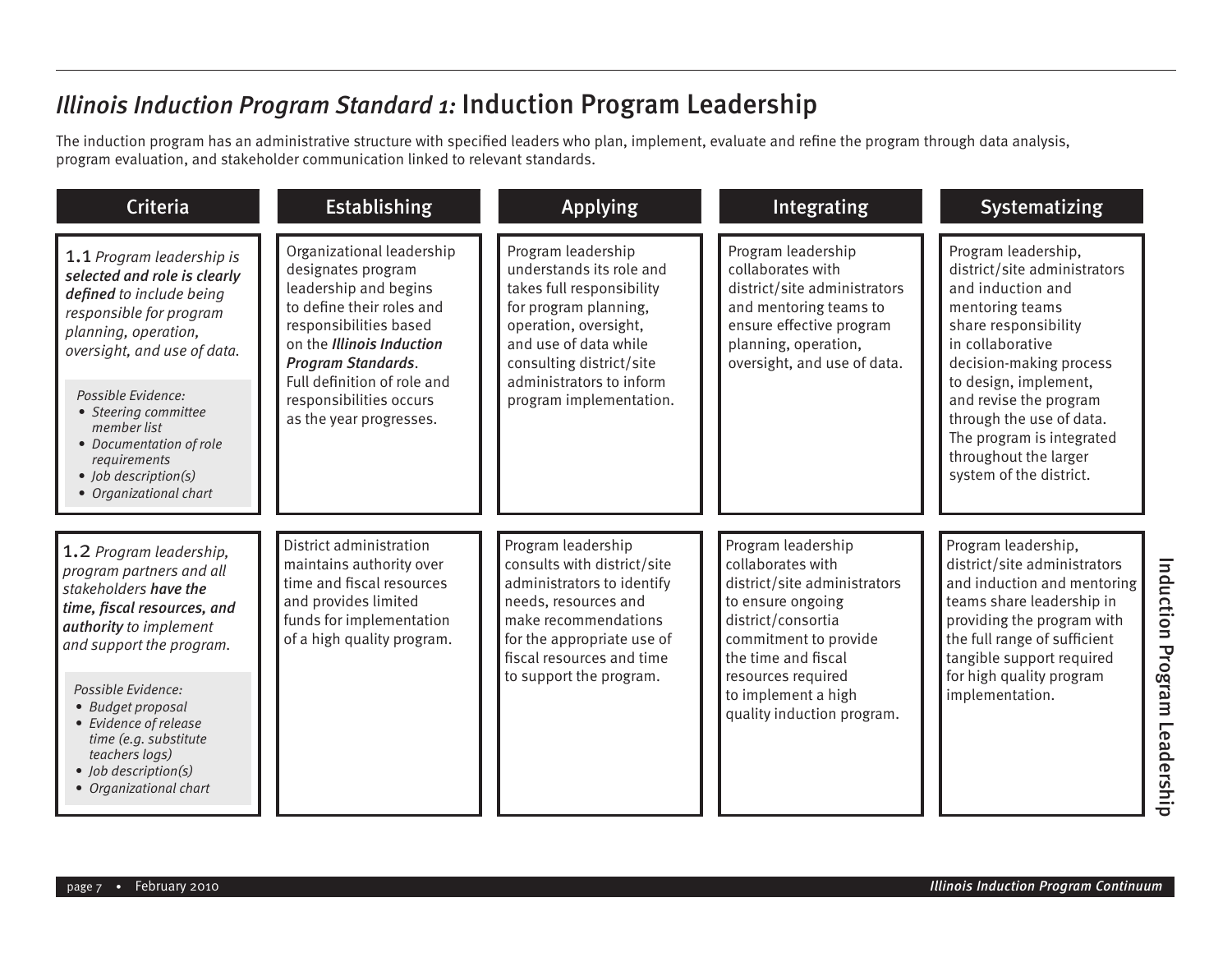# *Illinois Induction Program Standard 1:* Induction Program Leadership

The induction program has an administrative structure with specified leaders who plan, implement, evaluate and refine the program through data analysis, program evaluation, and stakeholder communication linked to relevant standards.

| Criteria | Establishing | Applying | Integrating | Systematizing |
|---|---|---|---|---|
| 1.1 *Program leadership is **selected and role is clearly defined** to include being responsible for program planning, operation, oversight, and use of data.*<br><br>*Possible Evidence:*<br>• *Steering committee member list*<br>• *Documentation of role requirements*<br>• *Job description(s)*<br>• *Organizational chart* | Organizational leadership designates program leadership and begins to define their roles and responsibilities based on the ***Illinois Induction Program Standards***. Full definition of role and responsibilities occurs as the year progresses. | Program leadership understands its role and takes full responsibility for program planning, operation, oversight, and use of data while consulting district/site administrators to inform program implementation. | Program leadership collaborates with district/site administrators and mentoring teams to ensure effective program planning, operation, oversight, and use of data. | Program leadership, district/site administrators and induction and mentoring teams share responsibility in collaborative decision-making process to design, implement, and revise the program through the use of data. The program is integrated throughout the larger system of the district. |
| 1.2 *Program leadership, program partners and all stakeholders **have the time, fiscal resources, and authority** to implement and support the program.*<br><br>*Possible Evidence:*<br>• *Budget proposal*<br>• *Evidence of release time (e.g. substitute teachers logs)*<br>• *Job description(s)*<br>• *Organizational chart* | District administration maintains authority over time and fiscal resources and provides limited funds for implementation of a high quality program. | Program leadership consults with district/site administrators to identify needs, resources and make recommendations for the appropriate use of fiscal resources and time to support the program. | Program leadership collaborates with district/site administrators to ensure ongoing district/consortia commitment to provide the time and fiscal resources required to implement a high quality induction program. | Program leadership, district/site administrators and induction and mentoring teams share leadership in providing the program with the full range of sufficient tangible support required for high quality program implementation. |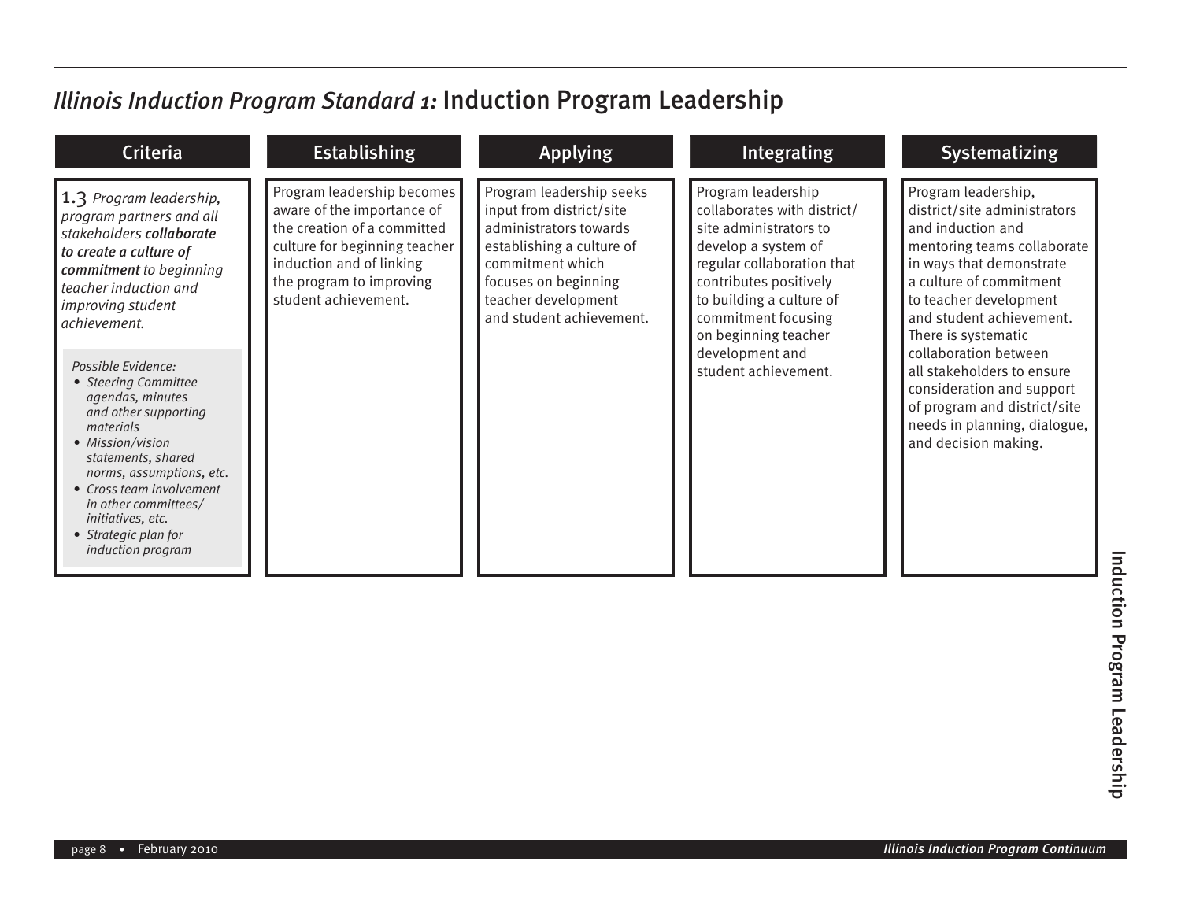# *Illinois Induction Program Standard 1:* Induction Program Leadership

| Criteria | Establishing | Applying | Integrating | Systematizing |
|---|---|---|---|---|
| 1.3 *Program leadership, program partners and all stakeholders* ***collaborate to create a culture of commitment*** *to beginning teacher induction and improving student achievement.*<br><br>*Possible Evidence:*<br>• *Steering Committee agendas, minutes and other supporting materials*<br>• *Mission/vision statements, shared norms, assumptions, etc.*<br>• *Cross team involvement in other committees/ initiatives, etc.*<br>• *Strategic plan for induction program* | Program leadership becomes aware of the importance of the creation of a committed culture for beginning teacher induction and of linking the program to improving student achievement. | Program leadership seeks input from district/site administrators towards establishing a culture of commitment which focuses on beginning teacher development and student achievement. | Program leadership collaborates with district/ site administrators to develop a system of regular collaboration that contributes positively to building a culture of commitment focusing on beginning teacher development and student achievement. | Program leadership, district/site administrators and induction and mentoring teams collaborate in ways that demonstrate a culture of commitment to teacher development and student achievement. There is systematic collaboration between all stakeholders to ensure consideration and support of program and district/site needs in planning, dialogue, and decision making. |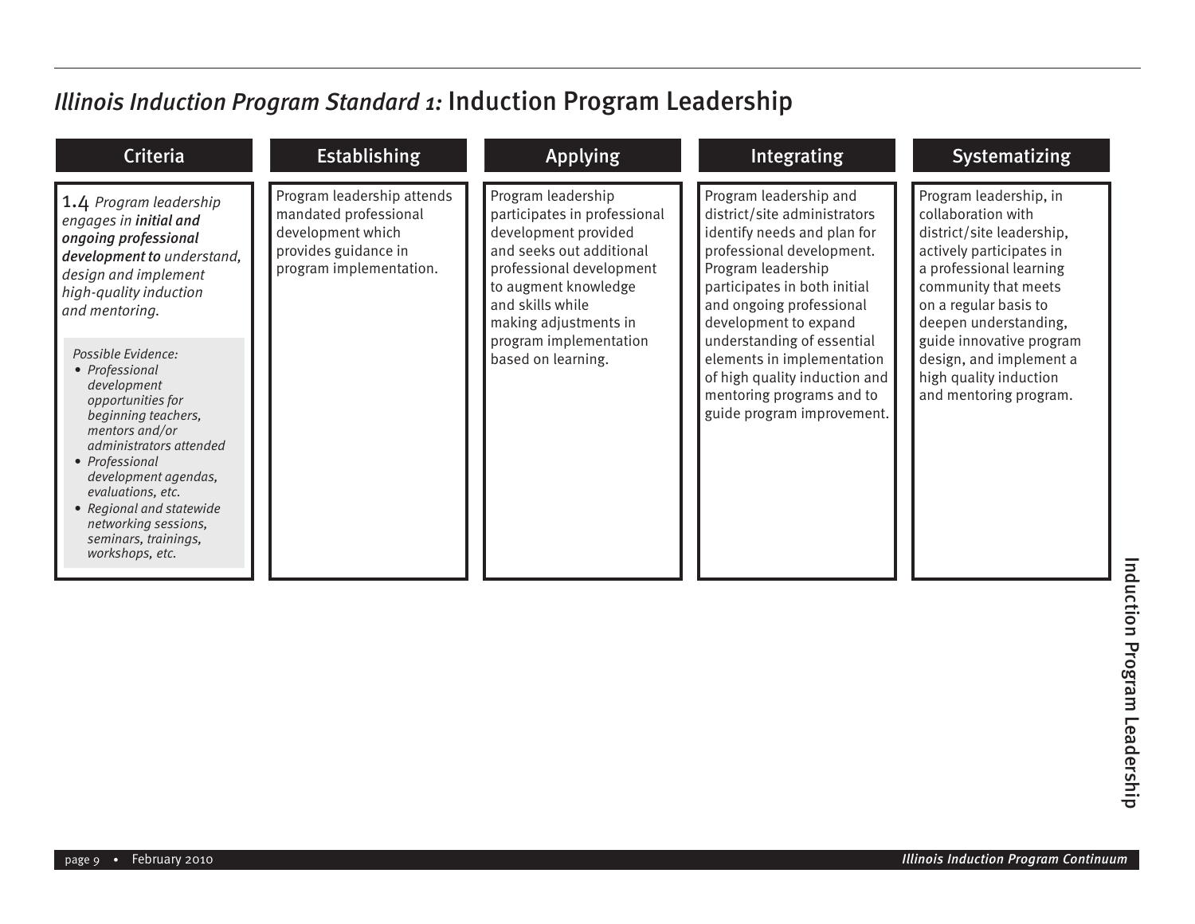# *Illinois Induction Program Standard 1:* Induction Program Leadership

| Criteria | Establishing | Applying | Integrating | Systematizing |
|---|---|---|---|---|
| 1.4 *Program leadership engages in **initial and ongoing professional development to** understand, design and implement high-quality induction and mentoring.*<br><br>*Possible Evidence:*<br>• *Professional development opportunities for beginning teachers, mentors and/or administrators attended*<br>• *Professional development agendas, evaluations, etc.*<br>• *Regional and statewide networking sessions, seminars, trainings, workshops, etc.* | Program leadership attends mandated professional development which provides guidance in program implementation. | Program leadership participates in professional development provided and seeks out additional professional development to augment knowledge and skills while making adjustments in program implementation based on learning. | Program leadership and district/site administrators identify needs and plan for professional development. Program leadership participates in both initial and ongoing professional development to expand understanding of essential elements in implementation of high quality induction and mentoring programs and to guide program improvement. | Program leadership, in collaboration with district/site leadership, actively participates in a professional learning community that meets on a regular basis to deepen understanding, guide innovative program design, and implement a high quality induction and mentoring program. |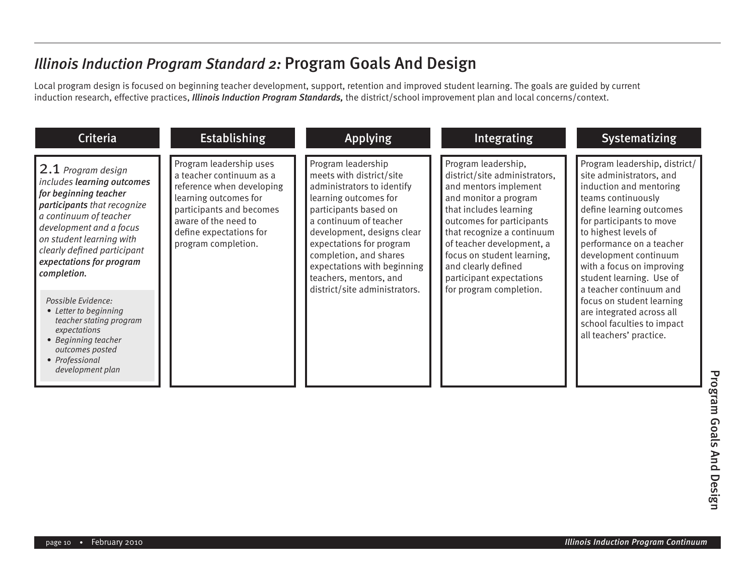# *Illinois Induction Program Standard 2:* Program Goals And Design

Local program design is focused on beginning teacher development, support, retention and improved student learning. The goals are guided by current induction research, effective practices, ***Illinois Induction Program Standards,*** the district/school improvement plan and local concerns/context.

| Criteria | Establishing | Applying | Integrating | Systematizing |
|---|---|---|---|---|
| 2.1 *Program design includes* ***learning outcomes for beginning teacher participants*** *that recognize a continuum of teacher development and a focus on student learning with clearly defined participant* ***expectations for program completion.***<br><br>*Possible Evidence:*<br>• *Letter to beginning teacher stating program expectations*<br>• *Beginning teacher outcomes posted*<br>• *Professional development plan* | Program leadership uses a teacher continuum as a reference when developing learning outcomes for participants and becomes aware of the need to define expectations for program completion. | Program leadership meets with district/site administrators to identify learning outcomes for participants based on a continuum of teacher development, designs clear expectations for program completion, and shares expectations with beginning teachers, mentors, and district/site administrators. | Program leadership, district/site administrators, and mentors implement and monitor a program that includes learning outcomes for participants that recognize a continuum of teacher development, a focus on student learning, and clearly defined participant expectations for program completion. | Program leadership, district/site administrators, and induction and mentoring teams continuously define learning outcomes for participants to move to highest levels of performance on a teacher development continuum with a focus on improving student learning. Use of a teacher continuum and focus on student learning are integrated across all school faculties to impact all teachers' practice. |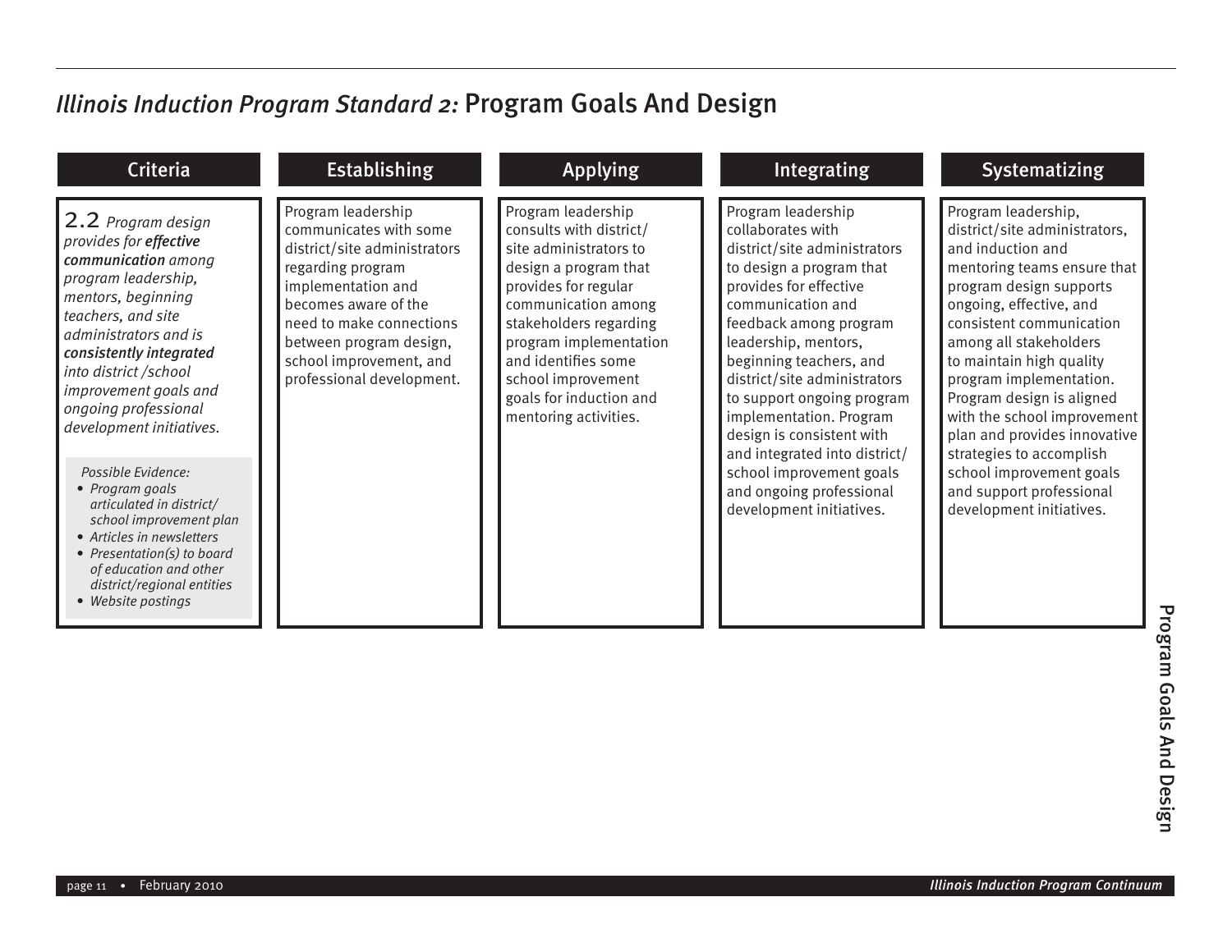# *Illinois Induction Program Standard 2:* Program Goals And Design

| Criteria | Establishing | Applying | Integrating | Systematizing |
| --- | --- | --- | --- | --- |
| 2.2 *Program design provides for **effective communication** among program leadership, mentors, beginning teachers, and site administrators and is **consistently integrated** into district /school improvement goals and ongoing professional development initiatives.* <br><br> *Possible Evidence:* <br> • *Program goals articulated in district/ school improvement plan* <br> • *Articles in newsletters* <br> • *Presentation(s) to board of education and other district/regional entities* <br> • *Website postings* | Program leadership communicates with some district/site administrators regarding program implementation and becomes aware of the need to make connections between program design, school improvement, and professional development. | Program leadership consults with district/ site administrators to design a program that provides for regular communication among stakeholders regarding program implementation and identifies some school improvement goals for induction and mentoring activities. | Program leadership collaborates with district/site administrators to design a program that provides for effective communication and feedback among program leadership, mentors, beginning teachers, and district/site administrators to support ongoing program implementation. Program design is consistent with and integrated into district/ school improvement goals and ongoing professional development initiatives. | Program leadership, district/site administrators, and induction and mentoring teams ensure that program design supports ongoing, effective, and consistent communication among all stakeholders to maintain high quality program implementation. Program design is aligned with the school improvement plan and provides innovative strategies to accomplish school improvement goals and support professional development initiatives. |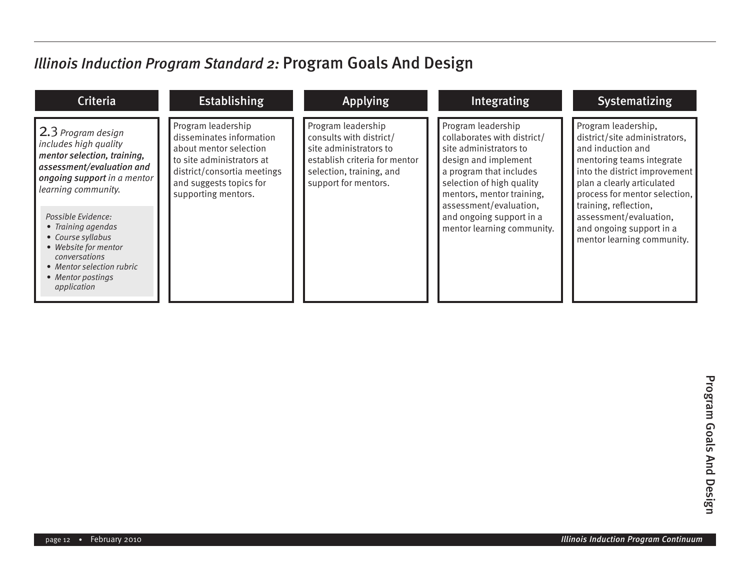# *Illinois Induction Program Standard 2:* Program Goals And Design

| Criteria | Establishing | Applying | Integrating | Systematizing |
|---|---|---|---|---|
| 2.3 *Program design includes high quality* ***mentor selection, training, assessment/evaluation and ongoing support*** *in a mentor learning community.*<br><br>*Possible Evidence:*<br>• *Training agendas*<br>• *Course syllabus*<br>• *Website for mentor conversations*<br>• *Mentor selection rubric*<br>• *Mentor postings application* | Program leadership disseminates information about mentor selection to site administrators at district/consortia meetings and suggests topics for supporting mentors. | Program leadership consults with district/site administrators to establish criteria for mentor selection, training, and support for mentors. | Program leadership collaborates with district/site administrators to design and implement a program that includes selection of high quality mentors, mentor training, assessment/evaluation, and ongoing support in a mentor learning community. | Program leadership, district/site administrators, and induction and mentoring teams integrate into the district improvement plan a clearly articulated process for mentor selection, training, reflection, assessment/evaluation, and ongoing support in a mentor learning community. |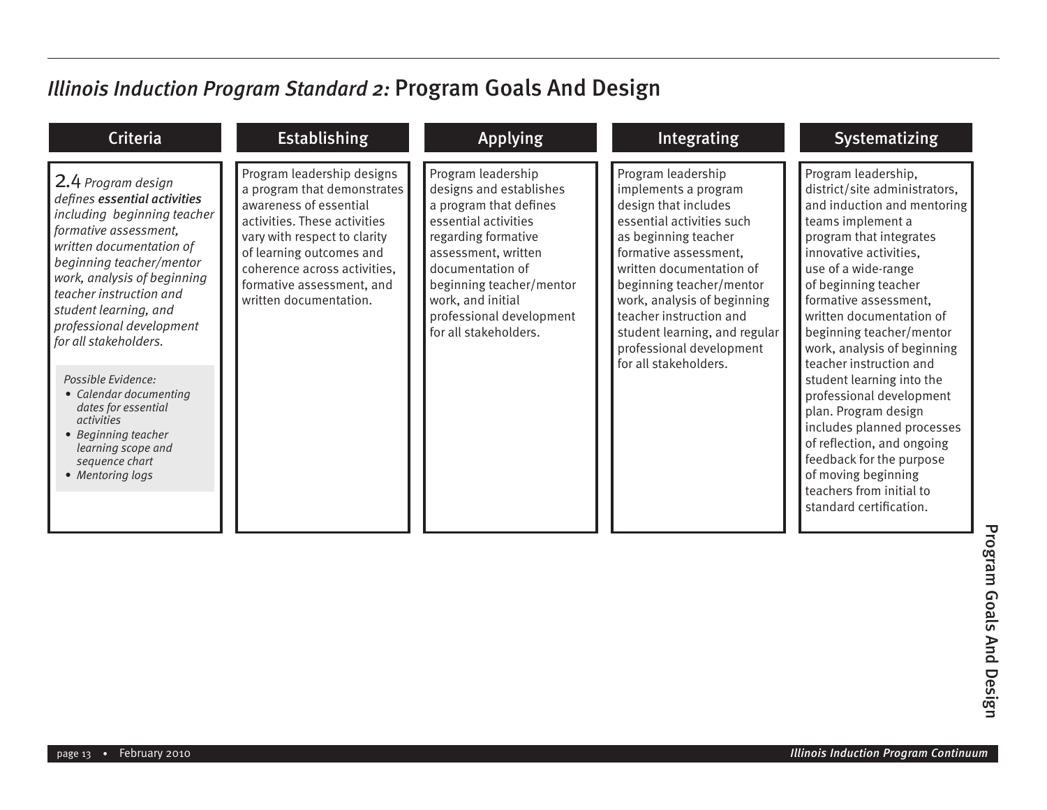# *Illinois Induction Program Standard 2:* Program Goals And Design

| Criteria | Establishing | Applying | Integrating | Systematizing |
|---|---|---|---|---|
| 2.4 *Program design defines **essential activities** including beginning teacher formative assessment, written documentation of beginning teacher/mentor work, analysis of beginning teacher instruction and student learning, and professional development for all stakeholders.*<br><br>*Possible Evidence:*<br>• *Calendar documenting dates for essential activities*<br>• *Beginning teacher learning scope and sequence chart*<br>• *Mentoring logs* | Program leadership designs a program that demonstrates awareness of essential activities. These activities vary with respect to clarity of learning outcomes and coherence across activities, formative assessment, and written documentation. | Program leadership designs and establishes a program that defines essential activities regarding formative assessment, written documentation of beginning teacher/mentor work, and initial professional development for all stakeholders. | Program leadership implements a program design that includes essential activities such as beginning teacher formative assessment, written documentation of beginning teacher/mentor work, analysis of beginning teacher instruction and student learning, and regular professional development for all stakeholders. | Program leadership, district/site administrators, and induction and mentoring teams implement a program that integrates innovative activities, use of a wide-range of beginning teacher formative assessment, written documentation of beginning teacher/mentor work, analysis of beginning teacher instruction and student learning into the professional development plan. Program design includes planned processes of reflection, and ongoing feedback for the purpose of moving beginning teachers from initial to standard certification. |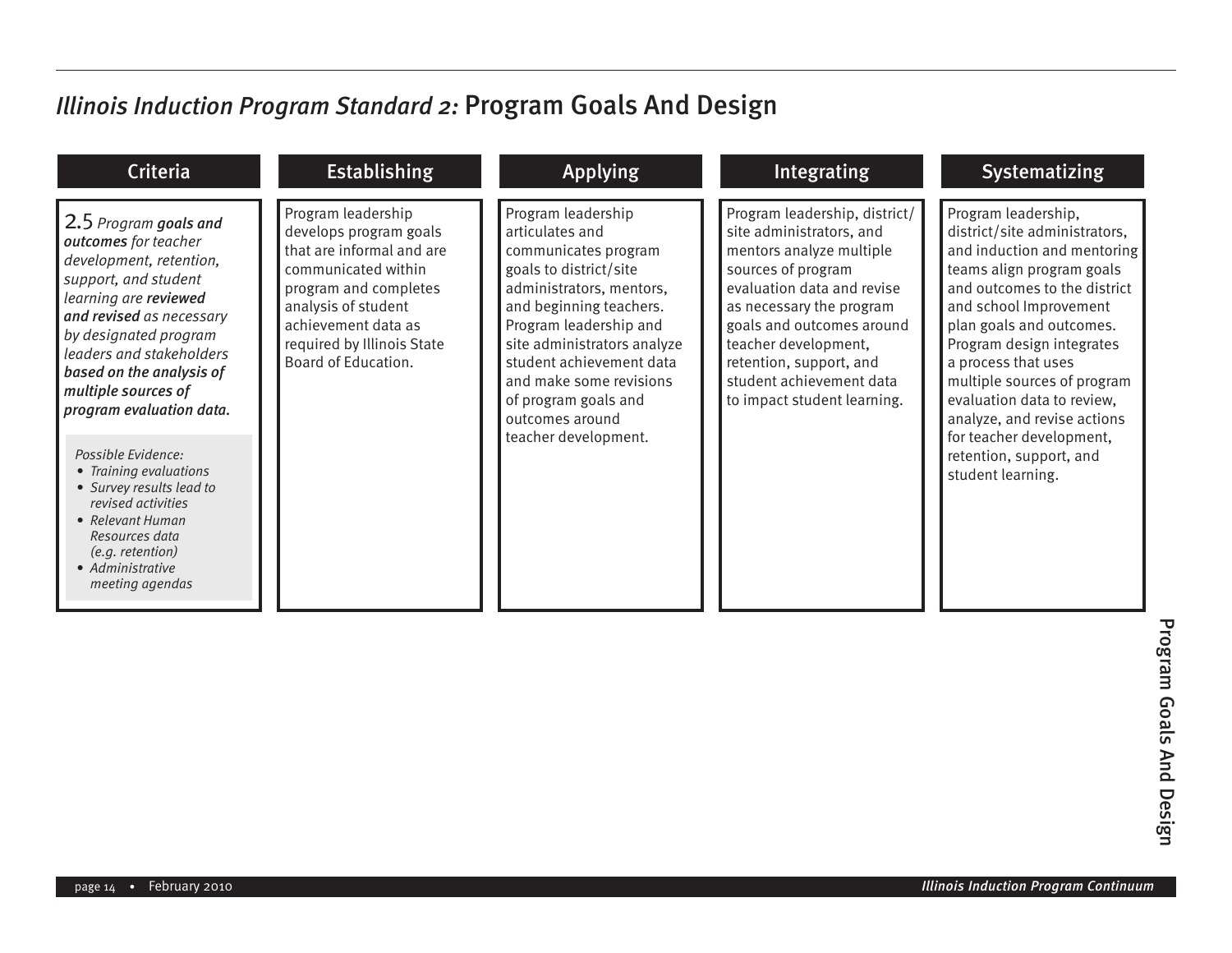## *Illinois Induction Program Standard 2:* Program Goals And Design

| Criteria | Establishing | Applying | Integrating | Systematizing |
| --- | --- | --- | --- | --- |
| 2.5 *Program **goals and outcomes** for teacher development, retention, support, and student learning are **reviewed and revised** as necessary by designated program leaders and stakeholders **based on the analysis of multiple sources of program evaluation data.***<br><br>*Possible Evidence:*<br>• *Training evaluations*<br>• *Survey results lead to revised activities*<br>• *Relevant Human Resources data (e.g. retention)*<br>• *Administrative meeting agendas* | Program leadership develops program goals that are informal and are communicated within program and completes analysis of student achievement data as required by Illinois State Board of Education. | Program leadership articulates and communicates program goals to district/site administrators, mentors, and beginning teachers. Program leadership and site administrators analyze student achievement data and make some revisions of program goals and outcomes around teacher development. | Program leadership, district/site administrators, and mentors analyze multiple sources of program evaluation data and revise as necessary the program goals and outcomes around teacher development, retention, support, and student achievement data to impact student learning. | Program leadership, district/site administrators, and induction and mentoring teams align program goals and outcomes to the district and school Improvement plan goals and outcomes. Program design integrates a process that uses multiple sources of program evaluation data to review, analyze, and revise actions for teacher development, retention, support, and student learning. |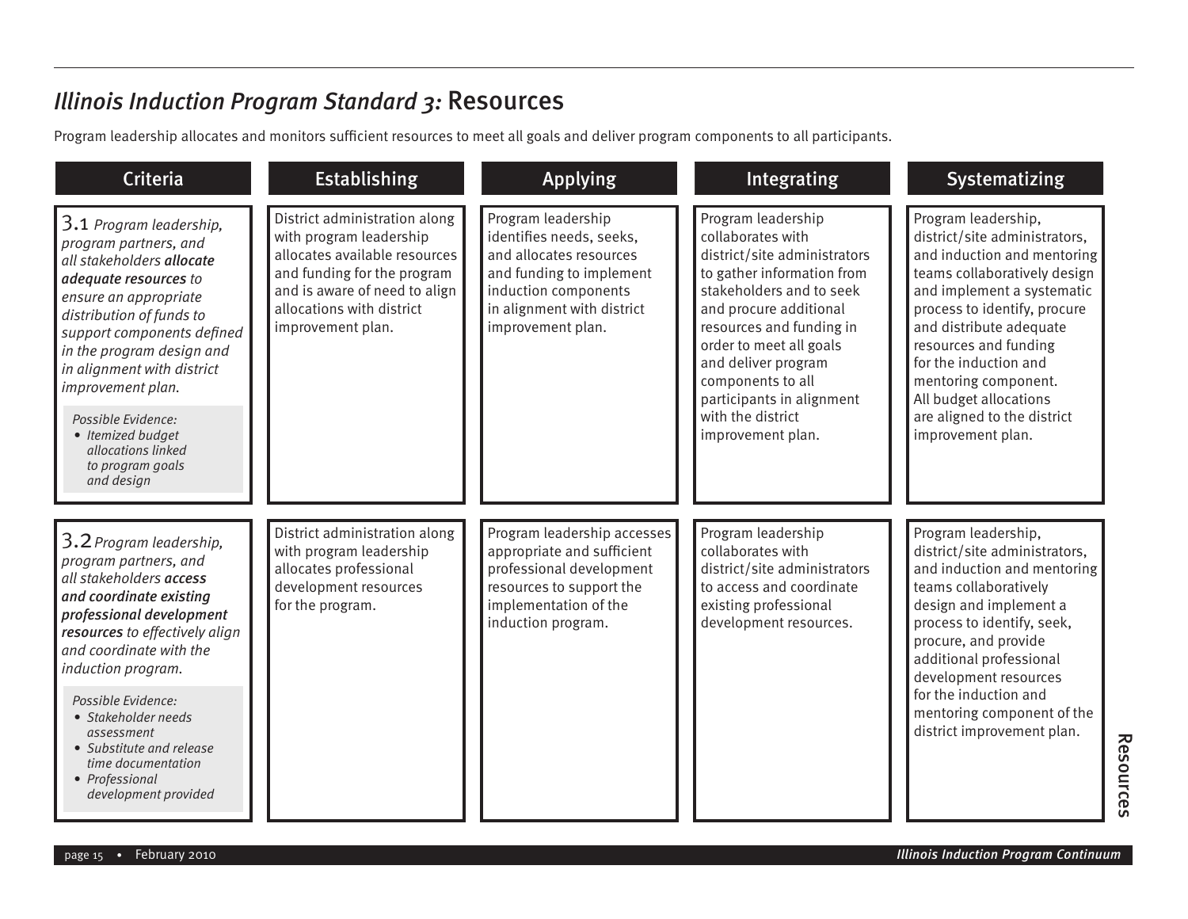## *Illinois Induction Program Standard 3:* Resources

Program leadership allocates and monitors sufficient resources to meet all goals and deliver program components to all participants.

| Criteria | Establishing | Applying | Integrating | Systematizing |
|---|---|---|---|---|
| 3.1 *Program leadership, program partners, and all stakeholders* ***allocate adequate resources*** *to ensure an appropriate distribution of funds to support components defined in the program design and in alignment with district improvement plan.*<br><br>*Possible Evidence:*<br>• *Itemized budget allocations linked to program goals and design* | District administration along with program leadership allocates available resources and funding for the program and is aware of need to align allocations with district improvement plan. | Program leadership identifies needs, seeks, and allocates resources and funding to implement induction components in alignment with district improvement plan. | Program leadership collaborates with district/site administrators to gather information from stakeholders and to seek and procure additional resources and funding in order to meet all goals and deliver program components to all participants in alignment with the district improvement plan. | Program leadership, district/site administrators, and induction and mentoring teams collaboratively design and implement a systematic process to identify, procure and distribute adequate resources and funding for the induction and mentoring component. All budget allocations are aligned to the district improvement plan. |
| 3.2 *Program leadership, program partners, and all stakeholders* ***access and coordinate existing professional development resources*** *to effectively align and coordinate with the induction program.*<br><br>*Possible Evidence:*<br>• *Stakeholder needs assessment*<br>• *Substitute and release time documentation*<br>• *Professional development provided* | District administration along with program leadership allocates professional development resources for the program. | Program leadership accesses appropriate and sufficient professional development resources to support the implementation of the induction program. | Program leadership collaborates with district/site administrators to access and coordinate existing professional development resources. | Program leadership, district/site administrators, and induction and mentoring teams collaboratively design and implement a process to identify, seek, procure, and provide additional professional development resources for the induction and mentoring component of the district improvement plan. |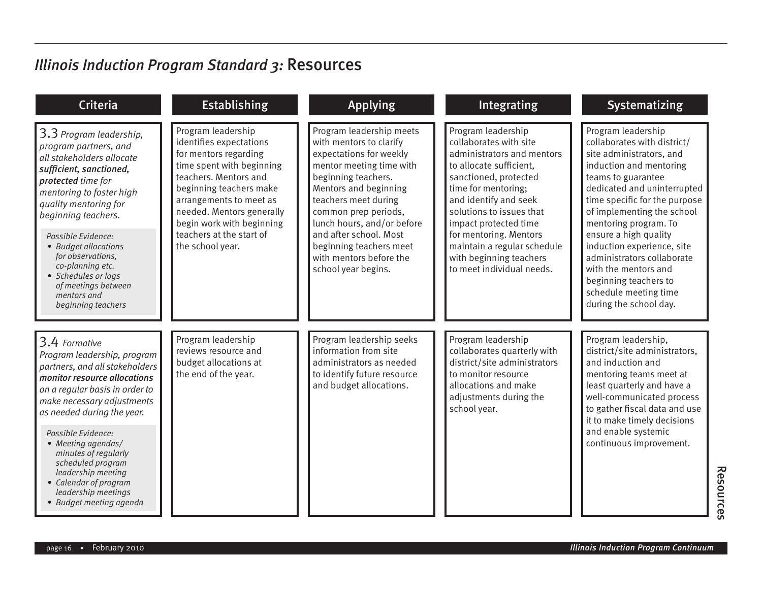# *Illinois Induction Program Standard 3:* Resources

| Criteria | Establishing | Applying | Integrating | Systematizing |
|---|---|---|---|---|
| 3.3 *Program leadership, program partners, and all stakeholders allocate **sufficient, sanctioned, protected** time for mentoring to foster high quality mentoring for beginning teachers.*<br><br>*Possible Evidence:*<br>• *Budget allocations for observations, co-planning etc.*<br>• *Schedules or logs of meetings between mentors and beginning teachers* | Program leadership identifies expectations for mentors regarding time spent with beginning teachers. Mentors and beginning teachers make arrangements to meet as needed. Mentors generally begin work with beginning teachers at the start of the school year. | Program leadership meets with mentors to clarify expectations for weekly mentor meeting time with beginning teachers. Mentors and beginning teachers meet during common prep periods, lunch hours, and/or before and after school. Most beginning teachers meet with mentors before the school year begins. | Program leadership collaborates with site administrators and mentors to allocate sufficient, sanctioned, protected time for mentoring; and identify and seek solutions to issues that impact protected time for mentoring. Mentors maintain a regular schedule with beginning teachers to meet individual needs. | Program leadership collaborates with district/site administrators, and induction and mentoring teams to guarantee dedicated and uninterrupted time specific for the purpose of implementing the school mentoring program. To ensure a high quality induction experience, site administrators collaborate with the mentors and beginning teachers to schedule meeting time during the school day. |
| 3.4 *Formative*<br>*Program leadership, program partners, and all stakeholders **monitor resource allocations** on a regular basis in order to make necessary adjustments as needed during the year.*<br><br>*Possible Evidence:*<br>• *Meeting agendas/ minutes of regularly scheduled program leadership meeting*<br>• *Calendar of program leadership meetings*<br>• *Budget meeting agenda* | Program leadership reviews resource and budget allocations at the end of the year. | Program leadership seeks information from site administrators as needed to identify future resource and budget allocations. | Program leadership collaborates quarterly with district/site administrators to monitor resource allocations and make adjustments during the school year. | Program leadership, district/site administrators, and induction and mentoring teams meet at least quarterly and have a well-communicated process to gather fiscal data and use it to make timely decisions and enable systemic continuous improvement. |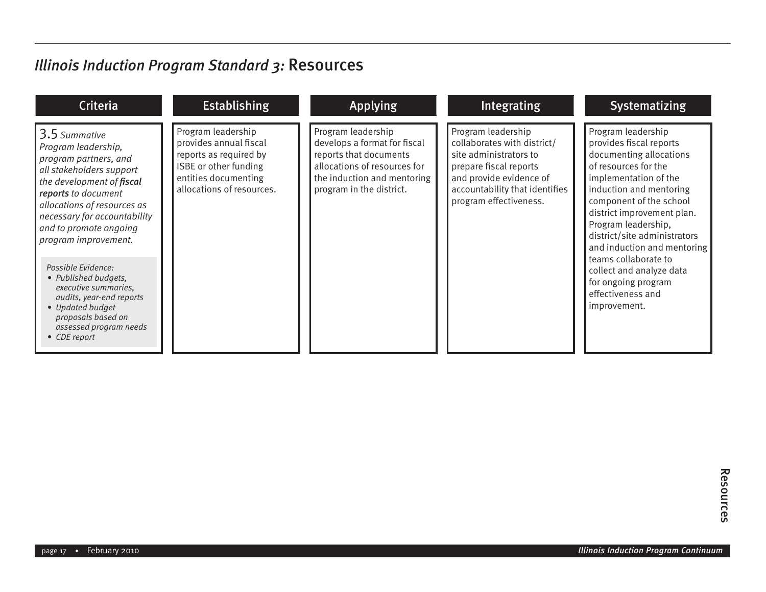## *Illinois Induction Program Standard 3:* Resources

| Criteria | Establishing | Applying | Integrating | Systematizing |
|---|---|---|---|---|
| 3.5 *Summative* *Program leadership, program partners, and all stakeholders support the development of **fiscal reports** to document allocations of resources as necessary for accountability and to promote ongoing program improvement.* <br><br> *Possible Evidence:* <br> • *Published budgets, executive summaries, audits, year-end reports* <br> • *Updated budget proposals based on assessed program needs* <br> • *CDE report* | Program leadership provides annual fiscal reports as required by ISBE or other funding entities documenting allocations of resources. | Program leadership develops a format for fiscal reports that documents allocations of resources for the induction and mentoring program in the district. | Program leadership collaborates with district/site administrators to prepare fiscal reports and provide evidence of accountability that identifies program effectiveness. | Program leadership provides fiscal reports documenting allocations of resources for the implementation of the induction and mentoring component of the school district improvement plan. Program leadership, district/site administrators and induction and mentoring teams collaborate to collect and analyze data for ongoing program effectiveness and improvement. |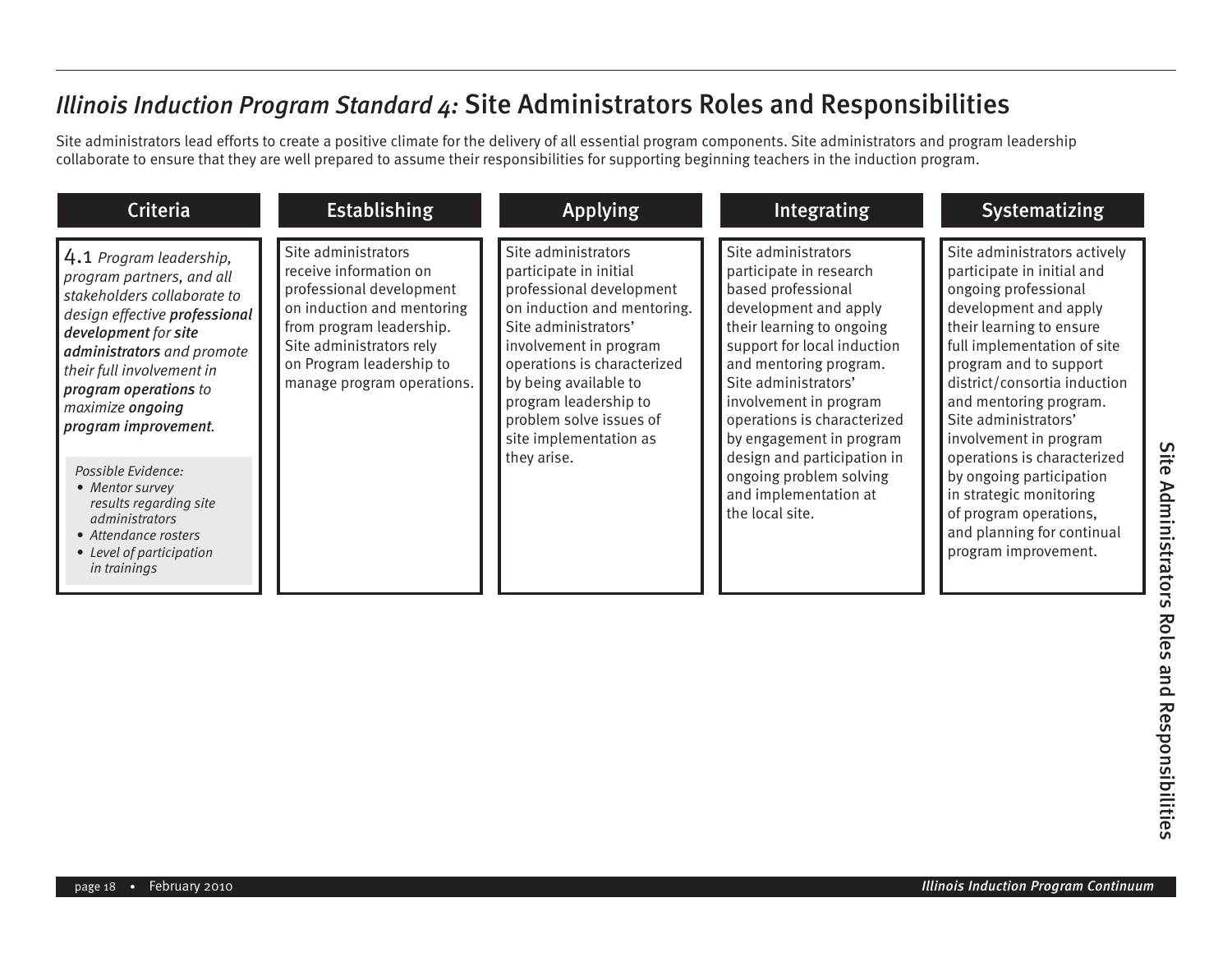# *Illinois Induction Program Standard 4:* Site Administrators Roles and Responsibilities

Site administrators lead efforts to create a positive climate for the delivery of all essential program components. Site administrators and program leadership collaborate to ensure that they are well prepared to assume their responsibilities for supporting beginning teachers in the induction program.

| Criteria | Establishing | Applying | Integrating | Systematizing |
|---|---|---|---|---|
| 4.1 *Program leadership, program partners, and all stakeholders collaborate to design effective* ***professional development*** *for* ***site administrators*** *and promote their full involvement in* ***program operations*** *to maximize* ***ongoing program improvement****.*<br><br>*Possible Evidence:*<br>• *Mentor survey results regarding site administrators*<br>• *Attendance rosters*<br>• *Level of participation in trainings* | Site administrators receive information on professional development on induction and mentoring from program leadership. Site administrators rely on Program leadership to manage program operations. | Site administrators participate in initial professional development on induction and mentoring. Site administrators' involvement in program operations is characterized by being available to program leadership to problem solve issues of site implementation as they arise. | Site administrators participate in research based professional development and apply their learning to ongoing support for local induction and mentoring program. Site administrators' involvement in program operations is characterized by engagement in program design and participation in ongoing problem solving and implementation at the local site. | Site administrators actively participate in initial and ongoing professional development and apply their learning to ensure full implementation of site program and to support district/consortia induction and mentoring program. Site administrators' involvement in program operations is characterized by ongoing participation in strategic monitoring of program operations, and planning for continual program improvement. |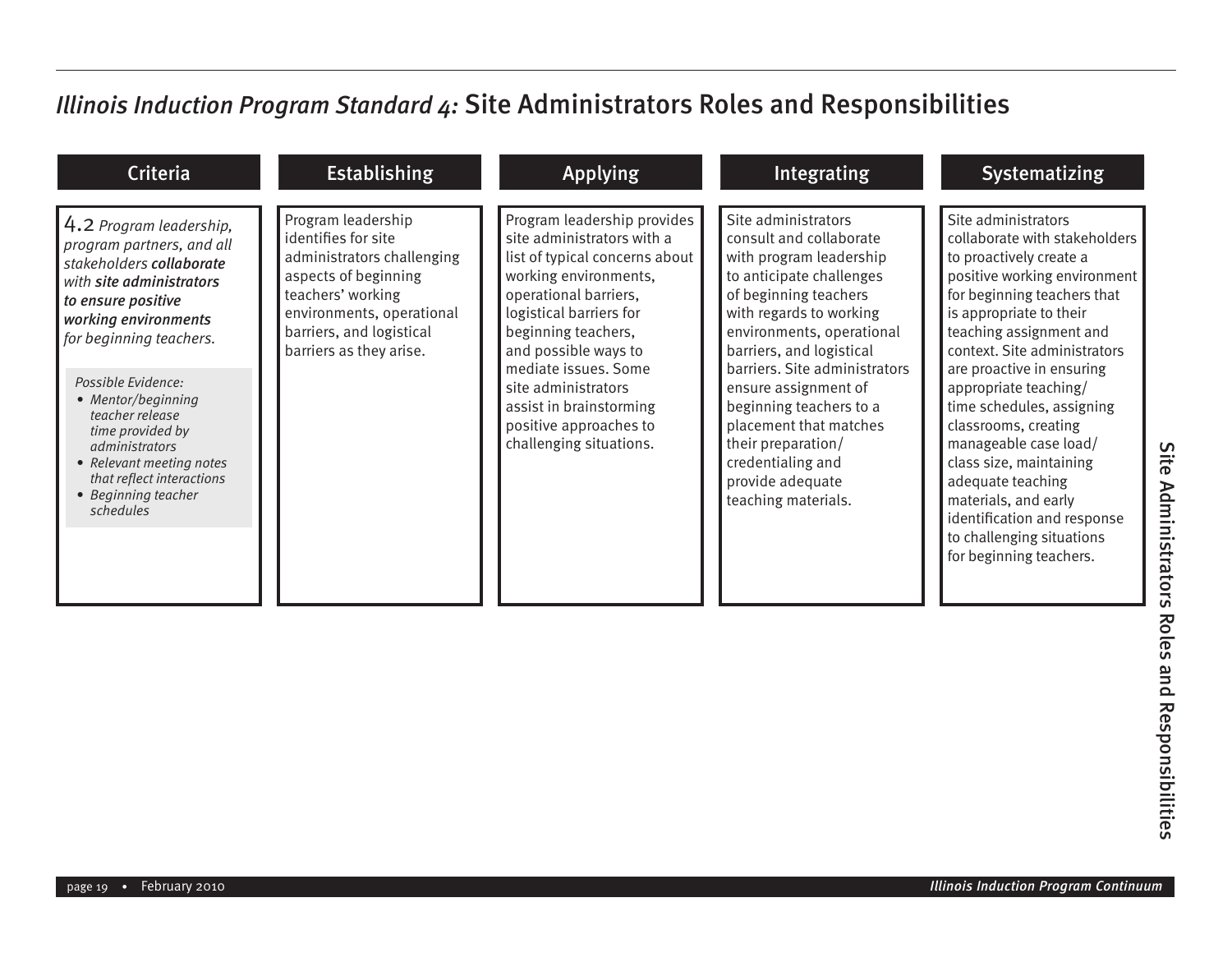# *Illinois Induction Program Standard 4:* Site Administrators Roles and Responsibilities

| Criteria | Establishing | Applying | Integrating | Systematizing |
|---|---|---|---|---|
| 4.2 *Program leadership, program partners, and all stakeholders* ***collaborate*** *with* ***site administrators to ensure positive working environments*** *for beginning teachers.*<br><br>*Possible Evidence:*<br>• *Mentor/beginning teacher release time provided by administrators*<br>• *Relevant meeting notes that reflect interactions*<br>• *Beginning teacher schedules* | Program leadership identifies for site administrators challenging aspects of beginning teachers' working environments, operational barriers, and logistical barriers as they arise. | Program leadership provides site administrators with a list of typical concerns about working environments, operational barriers, logistical barriers for beginning teachers, and possible ways to mediate issues. Some site administrators assist in brainstorming positive approaches to challenging situations. | Site administrators consult and collaborate with program leadership to anticipate challenges of beginning teachers with regards to working environments, operational barriers, and logistical barriers. Site administrators ensure assignment of beginning teachers to a placement that matches their preparation/ credentialing and provide adequate teaching materials. | Site administrators collaborate with stakeholders to proactively create a positive working environment for beginning teachers that is appropriate to their teaching assignment and context. Site administrators are proactive in ensuring appropriate teaching/ time schedules, assigning classrooms, creating manageable case load/ class size, maintaining adequate teaching materials, and early identification and response to challenging situations for beginning teachers. |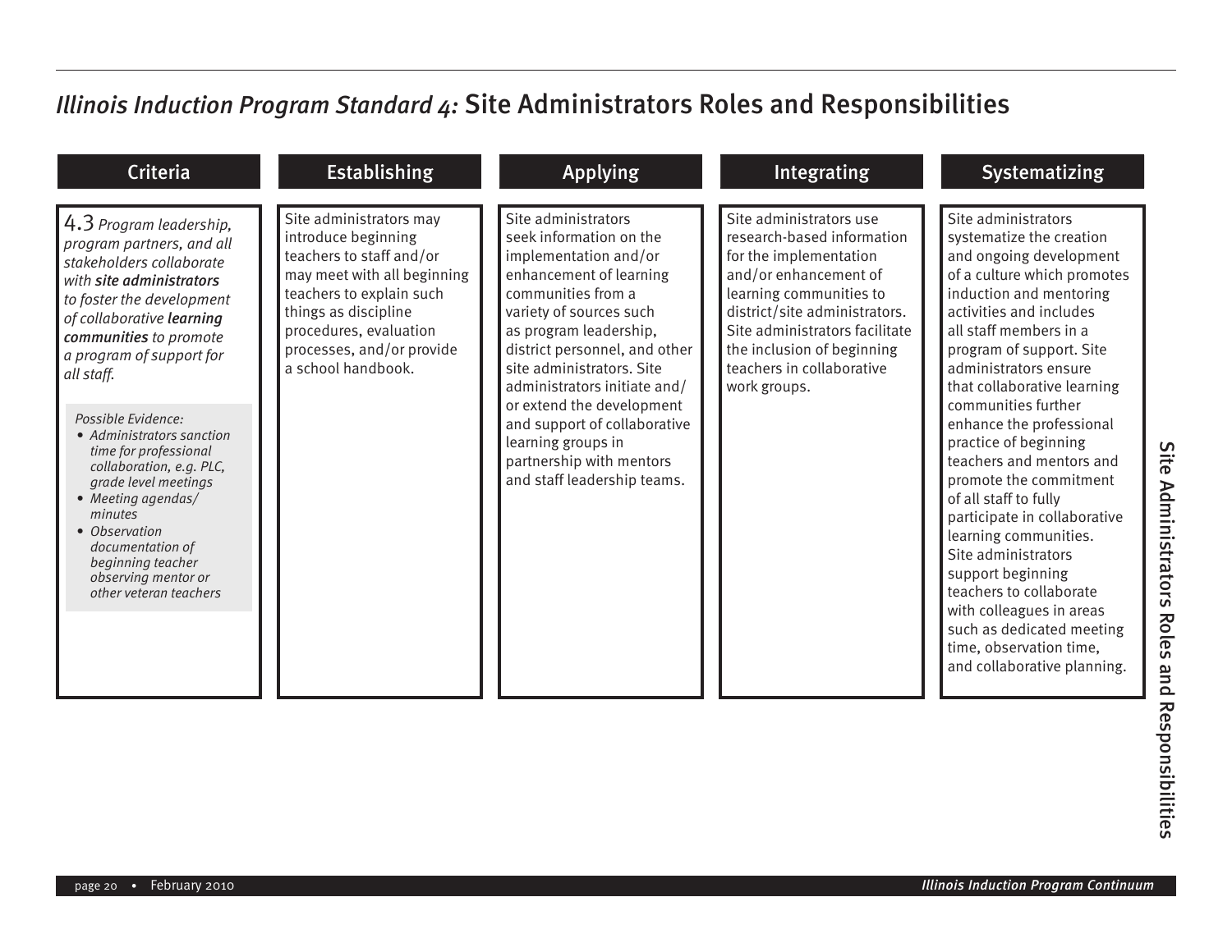# *Illinois Induction Program Standard 4:* Site Administrators Roles and Responsibilities

| Criteria | Establishing | Applying | Integrating | Systematizing |
|---|---|---|---|---|
| 4.3 *Program leadership, program partners, and all stakeholders collaborate with* ***site administrators*** *to foster the development of collaborative* ***learning communities*** *to promote a program of support for all staff.*<br><br>*Possible Evidence:*<br>• *Administrators sanction time for professional collaboration, e.g. PLC, grade level meetings*<br>• *Meeting agendas/ minutes*<br>• *Observation documentation of beginning teacher observing mentor or other veteran teachers* | Site administrators may introduce beginning teachers to staff and/or may meet with all beginning teachers to explain such things as discipline procedures, evaluation processes, and/or provide a school handbook. | Site administrators seek information on the implementation and/or enhancement of learning communities from a variety of sources such as program leadership, district personnel, and other site administrators. Site administrators initiate and/or extend the development and support of collaborative learning groups in partnership with mentors and staff leadership teams. | Site administrators use research-based information for the implementation and/or enhancement of learning communities to district/site administrators. Site administrators facilitate the inclusion of beginning teachers in collaborative work groups. | Site administrators systematize the creation and ongoing development of a culture which promotes induction and mentoring activities and includes all staff members in a program of support. Site administrators ensure that collaborative learning communities further enhance the professional practice of beginning teachers and mentors and promote the commitment of all staff to fully participate in collaborative learning communities. Site administrators support beginning teachers to collaborate with colleagues in areas such as dedicated meeting time, observation time, and collaborative planning. |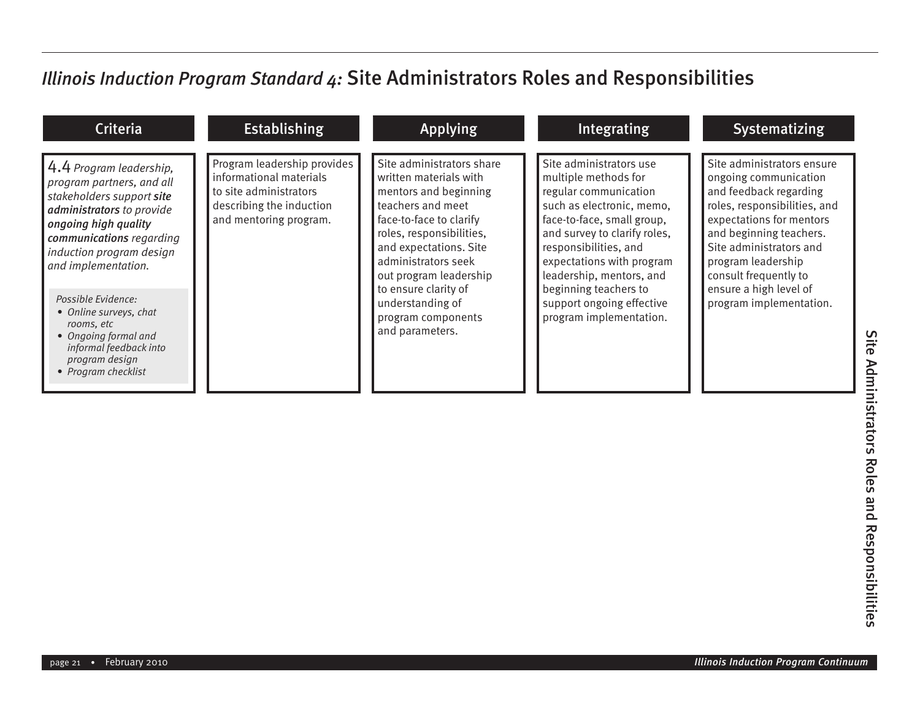# *Illinois Induction Program Standard 4:* Site Administrators Roles and Responsibilities

| Criteria | Establishing | Applying | Integrating | Systematizing |
| --- | --- | --- | --- | --- |
| 4.4 *Program leadership, program partners, and all stakeholders support **site administrators** to provide **ongoing high quality communications** regarding induction program design and implementation.*<br><br>*Possible Evidence:*<br>• *Online surveys, chat rooms, etc*<br>• *Ongoing formal and informal feedback into program design*<br>• *Program checklist* | Program leadership provides informational materials to site administrators describing the induction and mentoring program. | Site administrators share written materials with mentors and beginning teachers and meet face-to-face to clarify roles, responsibilities, and expectations. Site administrators seek out program leadership to ensure clarity of understanding of program components and parameters. | Site administrators use multiple methods for regular communication such as electronic, memo, face-to-face, small group, and survey to clarify roles, responsibilities, and expectations with program leadership, mentors, and beginning teachers to support ongoing effective program implementation. | Site administrators ensure ongoing communication and feedback regarding roles, responsibilities, and expectations for mentors and beginning teachers. Site administrators and program leadership consult frequently to ensure a high level of program implementation. |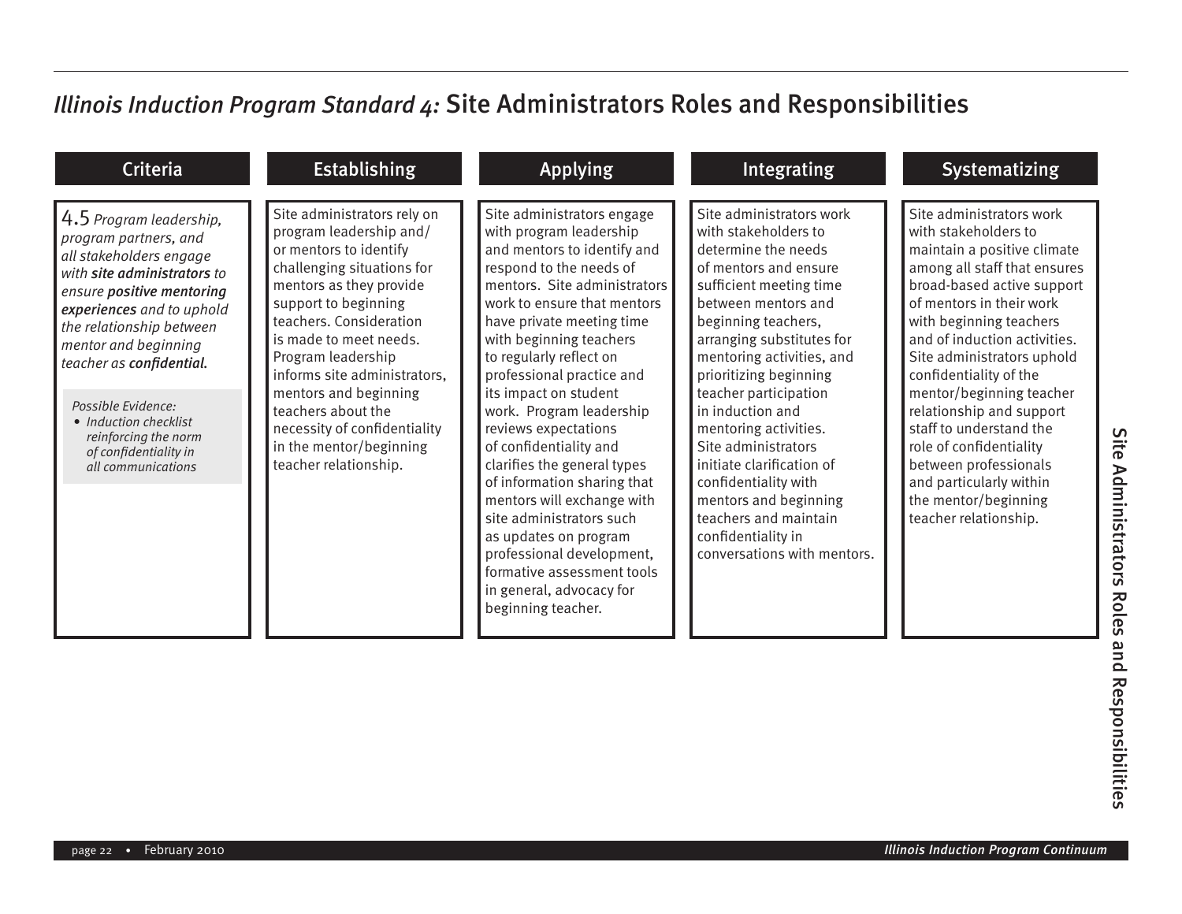## *Illinois Induction Program Standard 4:* Site Administrators Roles and Responsibilities

| Criteria | Establishing | Applying | Integrating | Systematizing |
|---|---|---|---|---|
| 4.5 *Program leadership, program partners, and all stakeholders engage with **site administrators** to ensure **positive mentoring experiences** and to uphold the relationship between mentor and beginning teacher as **confidential**.*<br><br>*Possible Evidence:*<br>• *Induction checklist reinforcing the norm of confidentiality in all communications* | Site administrators rely on program leadership and/ or mentors to identify challenging situations for mentors as they provide support to beginning teachers. Consideration is made to meet needs. Program leadership informs site administrators, mentors and beginning teachers about the necessity of confidentiality in the mentor/beginning teacher relationship. | Site administrators engage with program leadership and mentors to identify and respond to the needs of mentors. Site administrators work to ensure that mentors have private meeting time with beginning teachers to regularly reflect on professional practice and its impact on student work. Program leadership reviews expectations of confidentiality and clarifies the general types of information sharing that mentors will exchange with site administrators such as updates on program professional development, formative assessment tools in general, advocacy for beginning teacher. | Site administrators work with stakeholders to determine the needs of mentors and ensure sufficient meeting time between mentors and beginning teachers, arranging substitutes for mentoring activities, and prioritizing beginning teacher participation in induction and mentoring activities. Site administrators initiate clarification of confidentiality with mentors and beginning teachers and maintain confidentiality in conversations with mentors. | Site administrators work with stakeholders to maintain a positive climate among all staff that ensures broad-based active support of mentors in their work with beginning teachers and of induction activities. Site administrators uphold confidentiality of the mentor/beginning teacher relationship and support staff to understand the role of confidentiality between professionals and particularly within the mentor/beginning teacher relationship. |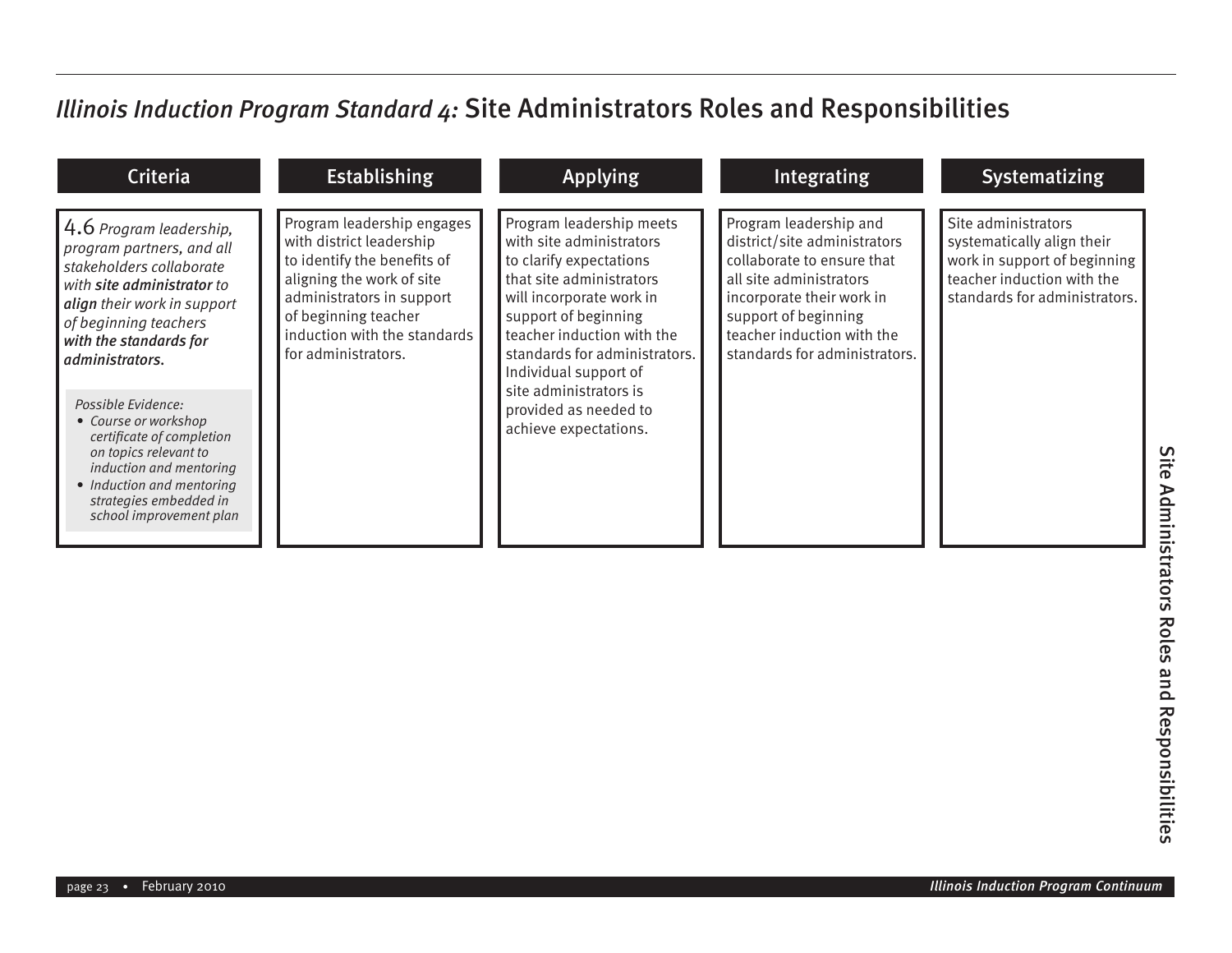# *Illinois Induction Program Standard 4:* Site Administrators Roles and Responsibilities

| Criteria | Establishing | Applying | Integrating | Systematizing |
|---|---|---|---|---|
| 4.6 *Program leadership, program partners, and all stakeholders collaborate with **site administrator** to **align** their work in support of beginning teachers **with the standards for administrators.***<br><br>*Possible Evidence:*<br>• *Course or workshop certificate of completion on topics relevant to induction and mentoring*<br>• *Induction and mentoring strategies embedded in school improvement plan* | Program leadership engages with district leadership to identify the benefits of aligning the work of site administrators in support of beginning teacher induction with the standards for administrators. | Program leadership meets with site administrators to clarify expectations that site administrators will incorporate work in support of beginning teacher induction with the standards for administrators. Individual support of site administrators is provided as needed to achieve expectations. | Program leadership and district/site administrators collaborate to ensure that all site administrators incorporate their work in support of beginning teacher induction with the standards for administrators. | Site administrators systematically align their work in support of beginning teacher induction with the standards for administrators. |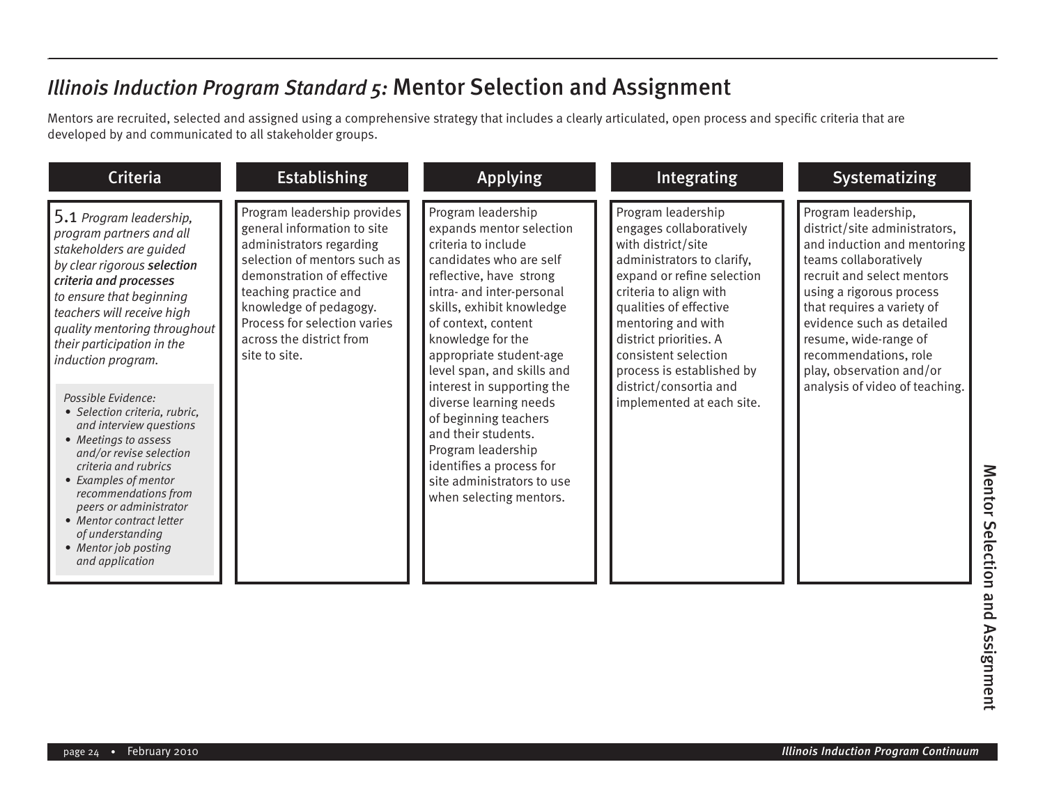# *Illinois Induction Program Standard 5:* Mentor Selection and Assignment

Mentors are recruited, selected and assigned using a comprehensive strategy that includes a clearly articulated, open process and specific criteria that are developed by and communicated to all stakeholder groups.

| Criteria | Establishing | Applying | Integrating | Systematizing |
|---|---|---|---|---|
| 5.1 *Program leadership, program partners and all stakeholders are guided by clear rigorous* ***selection criteria and processes*** *to ensure that beginning teachers will receive high quality mentoring throughout their participation in the induction program.*<br><br>*Possible Evidence:*<br>• *Selection criteria, rubric, and interview questions*<br>• *Meetings to assess and/or revise selection criteria and rubrics*<br>• *Examples of mentor recommendations from peers or administrator*<br>• *Mentor contract letter of understanding*<br>• *Mentor job posting and application* | Program leadership provides general information to site administrators regarding selection of mentors such as demonstration of effective teaching practice and knowledge of pedagogy. Process for selection varies across the district from site to site. | Program leadership expands mentor selection criteria to include candidates who are self reflective, have strong intra- and inter-personal skills, exhibit knowledge of context, content knowledge for the appropriate student-age level span, and skills and interest in supporting the diverse learning needs of beginning teachers and their students. Program leadership identifies a process for site administrators to use when selecting mentors. | Program leadership engages collaboratively with district/site administrators to clarify, expand or refine selection criteria to align with qualities of effective mentoring and with district priorities. A consistent selection process is established by district/consortia and implemented at each site. | Program leadership, district/site administrators, and induction and mentoring teams collaboratively recruit and select mentors using a rigorous process that requires a variety of evidence such as detailed resume, wide-range of recommendations, role play, observation and/or analysis of video of teaching. |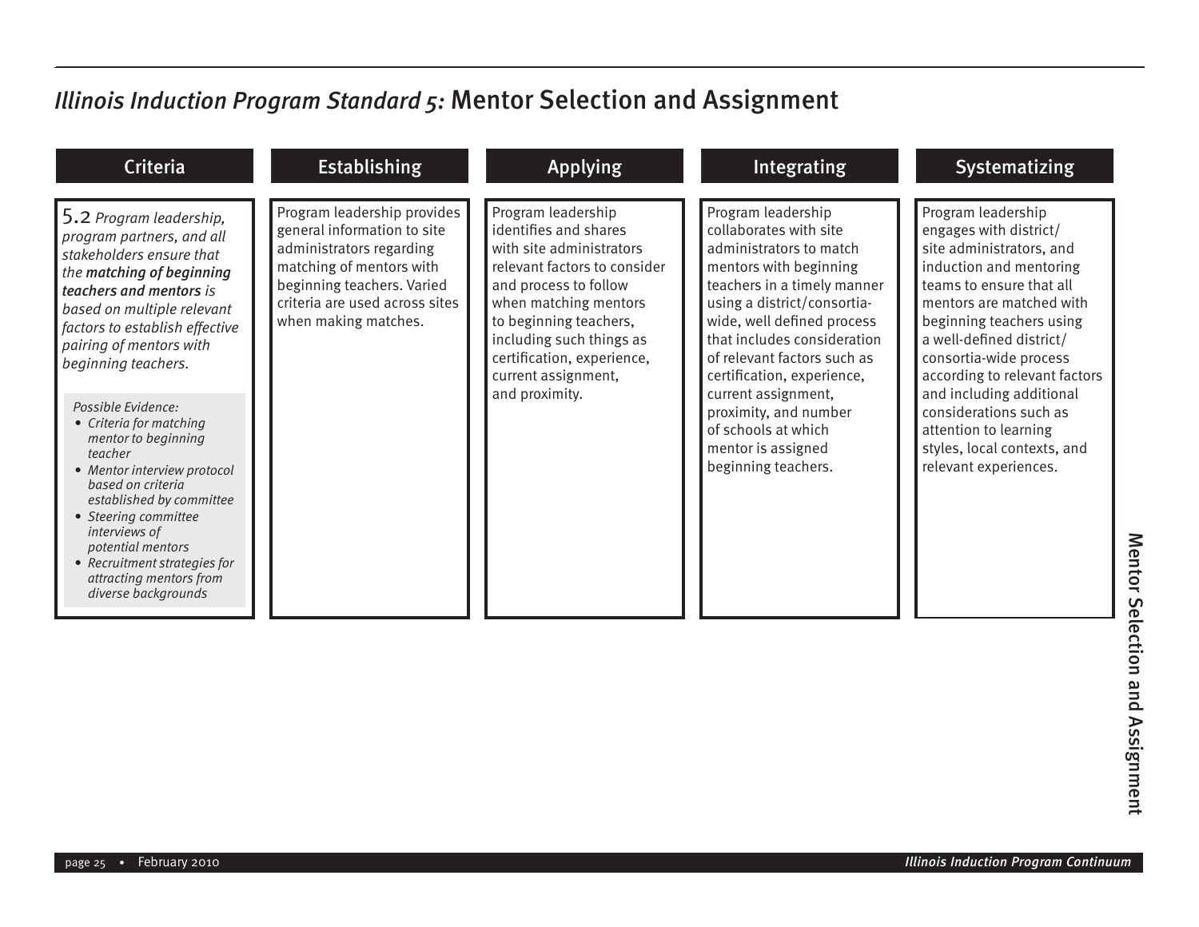# *Illinois Induction Program Standard 5:* Mentor Selection and Assignment

| Criteria | Establishing | Applying | Integrating | Systematizing |
|---|---|---|---|---|
| 5.2 *Program leadership, program partners, and all stakeholders ensure that the **matching of beginning teachers and mentors** is based on multiple relevant factors to establish effective pairing of mentors with beginning teachers.*<br><br>*Possible Evidence:*<br>• *Criteria for matching mentor to beginning teacher*<br>• *Mentor interview protocol based on criteria established by committee*<br>• *Steering committee interviews of potential mentors*<br>• *Recruitment strategies for attracting mentors from diverse backgrounds* | Program leadership provides general information to site administrators regarding matching of mentors with beginning teachers. Varied criteria are used across sites when making matches. | Program leadership identifies and shares with site administrators relevant factors to consider and process to follow when matching mentors to beginning teachers, including such things as certification, experience, current assignment, and proximity. | Program leadership collaborates with site administrators to match mentors with beginning teachers in a timely manner using a district/consortia-wide, well defined process that includes consideration of relevant factors such as certification, experience, current assignment, proximity, and number of schools at which mentor is assigned beginning teachers. | Program leadership engages with district/site administrators, and induction and mentoring teams to ensure that all mentors are matched with beginning teachers using a well-defined district/consortia-wide process according to relevant factors and including additional considerations such as attention to learning styles, local contexts, and relevant experiences. |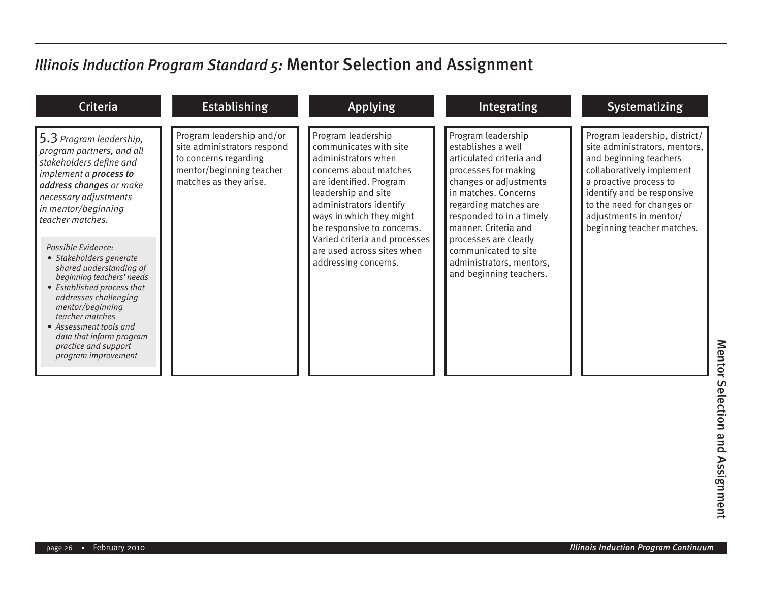## *Illinois Induction Program Standard 5:* Mentor Selection and Assignment

| Criteria | Establishing | Applying | Integrating | Systematizing |
|---|---|---|---|---|
| 5.3 *Program leadership, program partners, and all stakeholders define and implement a* ***process to address changes*** *or make necessary adjustments in mentor/beginning teacher matches.*<br><br>*Possible Evidence:*<br>• *Stakeholders generate shared understanding of beginning teachers' needs*<br>• *Established process that addresses challenging mentor/beginning teacher matches*<br>• *Assessment tools and data that inform program practice and support program improvement* | Program leadership and/or site administrators respond to concerns regarding mentor/beginning teacher matches as they arise. | Program leadership communicates with site administrators when concerns about matches are identified. Program leadership and site administrators identify ways in which they might be responsive to concerns. Varied criteria and processes are used across sites when addressing concerns. | Program leadership establishes a well articulated criteria and processes for making changes or adjustments in matches. Concerns regarding matches are responded to in a timely manner. Criteria and processes are clearly communicated to site administrators, mentors, and beginning teachers. | Program leadership, district/site administrators, mentors, and beginning teachers collaboratively implement a proactive process to identify and be responsive to the need for changes or adjustments in mentor/beginning teacher matches. |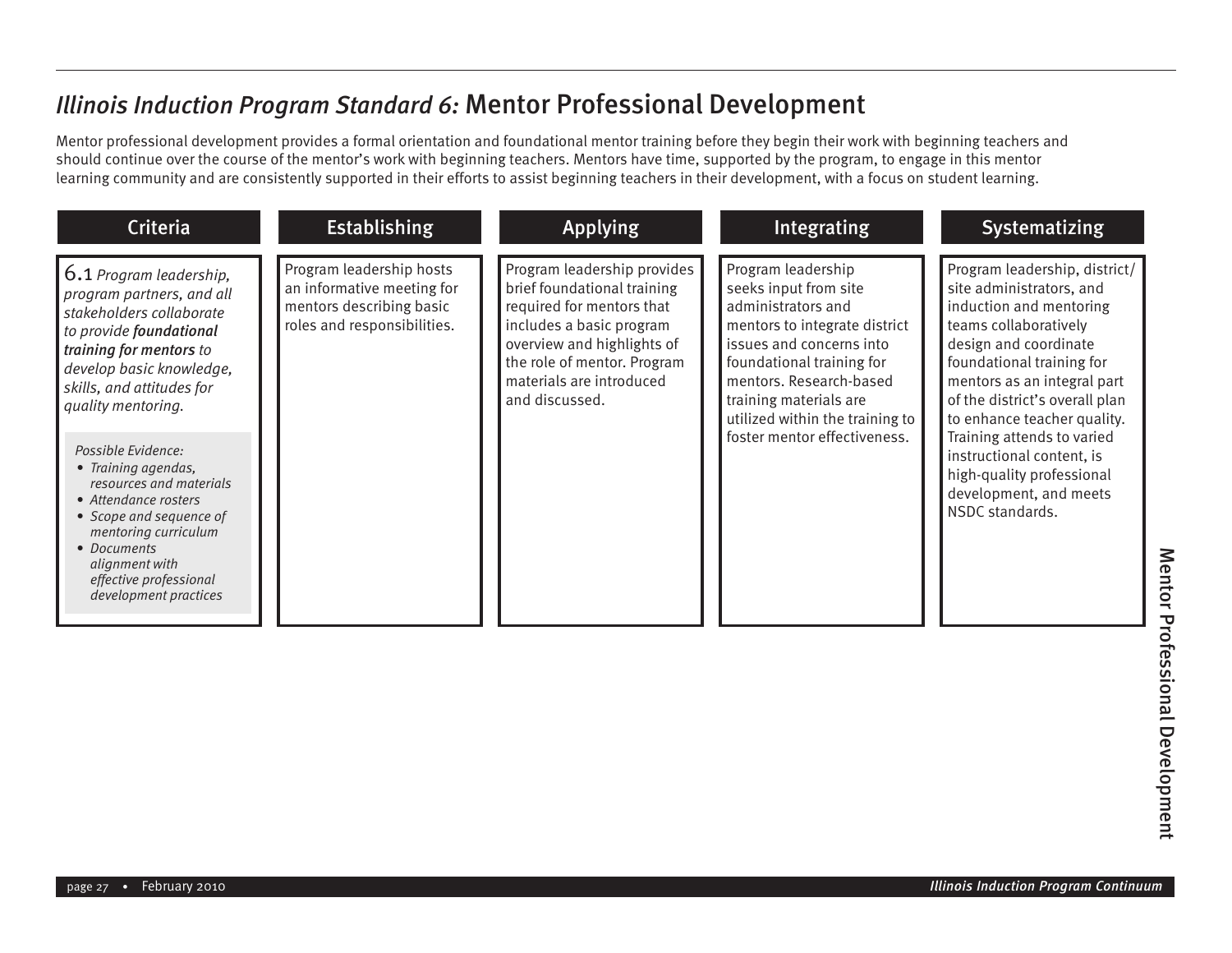# *Illinois Induction Program Standard 6:* Mentor Professional Development

Mentor professional development provides a formal orientation and foundational mentor training before they begin their work with beginning teachers and should continue over the course of the mentor's work with beginning teachers. Mentors have time, supported by the program, to engage in this mentor learning community and are consistently supported in their efforts to assist beginning teachers in their development, with a focus on student learning.

| Criteria | Establishing | Applying | Integrating | Systematizing |
|---|---|---|---|---|
| 6.1 *Program leadership, program partners, and all stakeholders collaborate to provide* ***foundational training for mentors*** *to develop basic knowledge, skills, and attitudes for quality mentoring.*<br><br>*Possible Evidence:*<br>• *Training agendas, resources and materials*<br>• *Attendance rosters*<br>• *Scope and sequence of mentoring curriculum*<br>• *Documents alignment with effective professional development practices* | Program leadership hosts an informative meeting for mentors describing basic roles and responsibilities. | Program leadership provides brief foundational training required for mentors that includes a basic program overview and highlights of the role of mentor. Program materials are introduced and discussed. | Program leadership seeks input from site administrators and mentors to integrate district issues and concerns into foundational training for mentors. Research-based training materials are utilized within the training to foster mentor effectiveness. | Program leadership, district/ site administrators, and induction and mentoring teams collaboratively design and coordinate foundational training for mentors as an integral part of the district's overall plan to enhance teacher quality. Training attends to varied instructional content, is high-quality professional development, and meets NSDC standards. |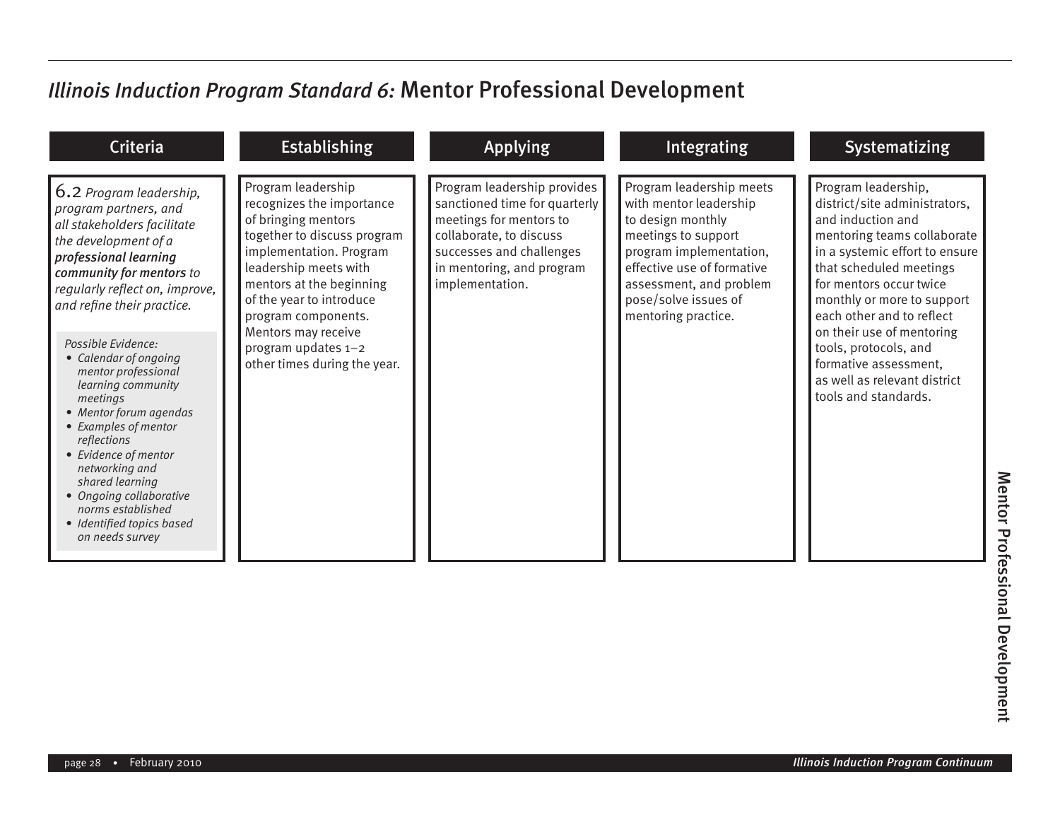# *Illinois Induction Program Standard 6:* Mentor Professional Development

| Criteria | Establishing | Applying | Integrating | Systematizing |
|---|---|---|---|---|
| 6.2 *Program leadership, program partners, and all stakeholders facilitate the development of a **professional learning community for mentors** to regularly reflect on, improve, and refine their practice.*<br><br>*Possible Evidence:*<br>• *Calendar of ongoing mentor professional learning community meetings*<br>• *Mentor forum agendas*<br>• *Examples of mentor reflections*<br>• *Evidence of mentor networking and shared learning*<br>• *Ongoing collaborative norms established*<br>• *Identified topics based on needs survey* | Program leadership recognizes the importance of bringing mentors together to discuss program implementation. Program leadership meets with mentors at the beginning of the year to introduce program components. Mentors may receive program updates 1–2 other times during the year. | Program leadership provides sanctioned time for quarterly meetings for mentors to collaborate, to discuss successes and challenges in mentoring, and program implementation. | Program leadership meets with mentor leadership to design monthly meetings to support program implementation, effective use of formative assessment, and problem pose/solve issues of mentoring practice. | Program leadership, district/site administrators, and induction and mentoring teams collaborate in a systemic effort to ensure that scheduled meetings for mentors occur twice monthly or more to support each other and to reflect on their use of mentoring tools, protocols, and formative assessment, as well as relevant district tools and standards. |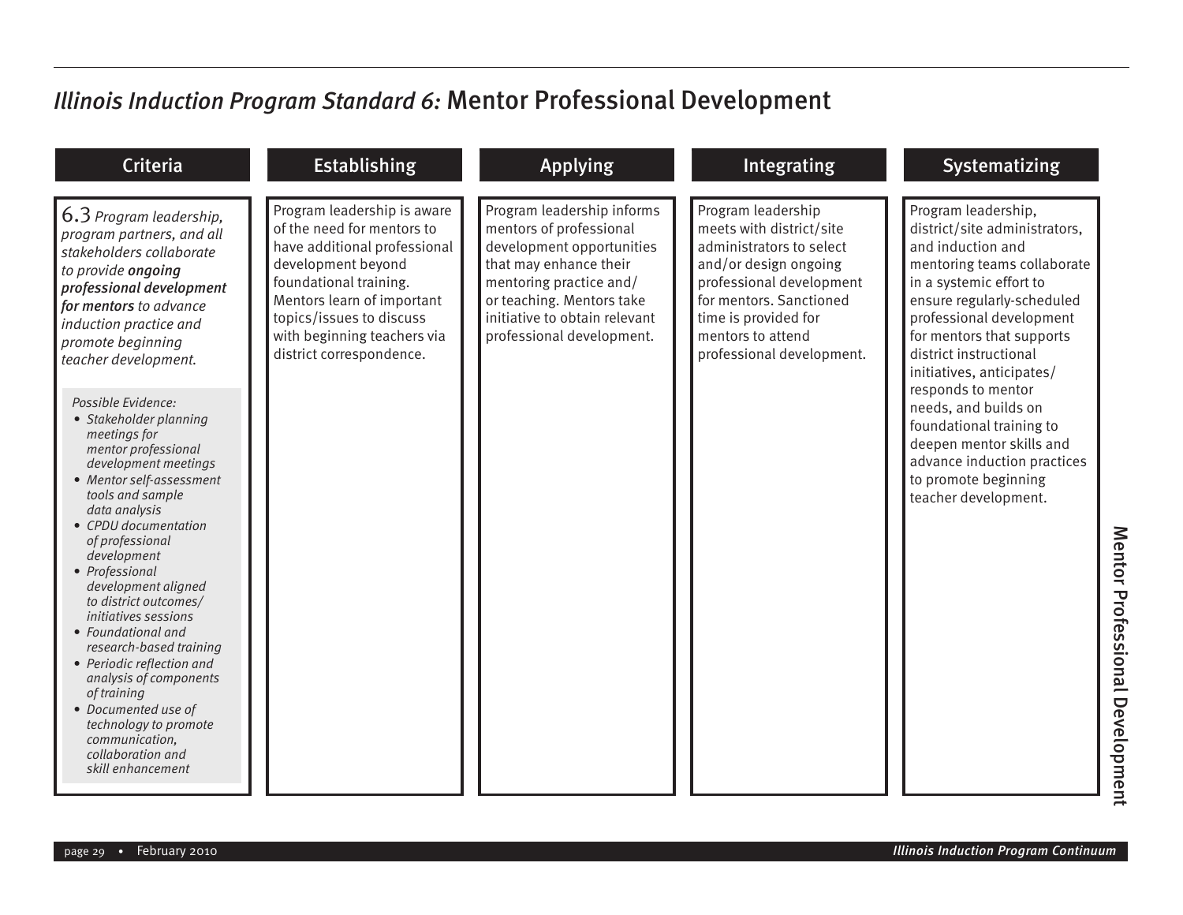# *Illinois Induction Program Standard 6:* Mentor Professional Development

| Criteria | Establishing | Applying | Integrating | Systematizing |
|---|---|---|---|---|
| 6.3 *Program leadership, program partners, and all stakeholders collaborate to provide* ***ongoing professional development for mentors*** *to advance induction practice and promote beginning teacher development.*<br><br>*Possible Evidence:*<br>• *Stakeholder planning meetings for mentor professional development meetings*<br>• *Mentor self-assessment tools and sample data analysis*<br>• *CPDU documentation of professional development*<br>• *Professional development aligned to district outcomes/ initiatives sessions*<br>• *Foundational and research-based training*<br>• *Periodic reflection and analysis of components of training*<br>• *Documented use of technology to promote communication, collaboration and skill enhancement* | Program leadership is aware of the need for mentors to have additional professional development beyond foundational training. Mentors learn of important topics/issues to discuss with beginning teachers via district correspondence. | Program leadership informs mentors of professional development opportunities that may enhance their mentoring practice and/ or teaching. Mentors take initiative to obtain relevant professional development. | Program leadership meets with district/site administrators to select and/or design ongoing professional development for mentors. Sanctioned time is provided for mentors to attend professional development. | Program leadership, district/site administrators, and induction and mentoring teams collaborate in a systemic effort to ensure regularly-scheduled professional development for mentors that supports district instructional initiatives, anticipates/ responds to mentor needs, and builds on foundational training to deepen mentor skills and advance induction practices to promote beginning teacher development. |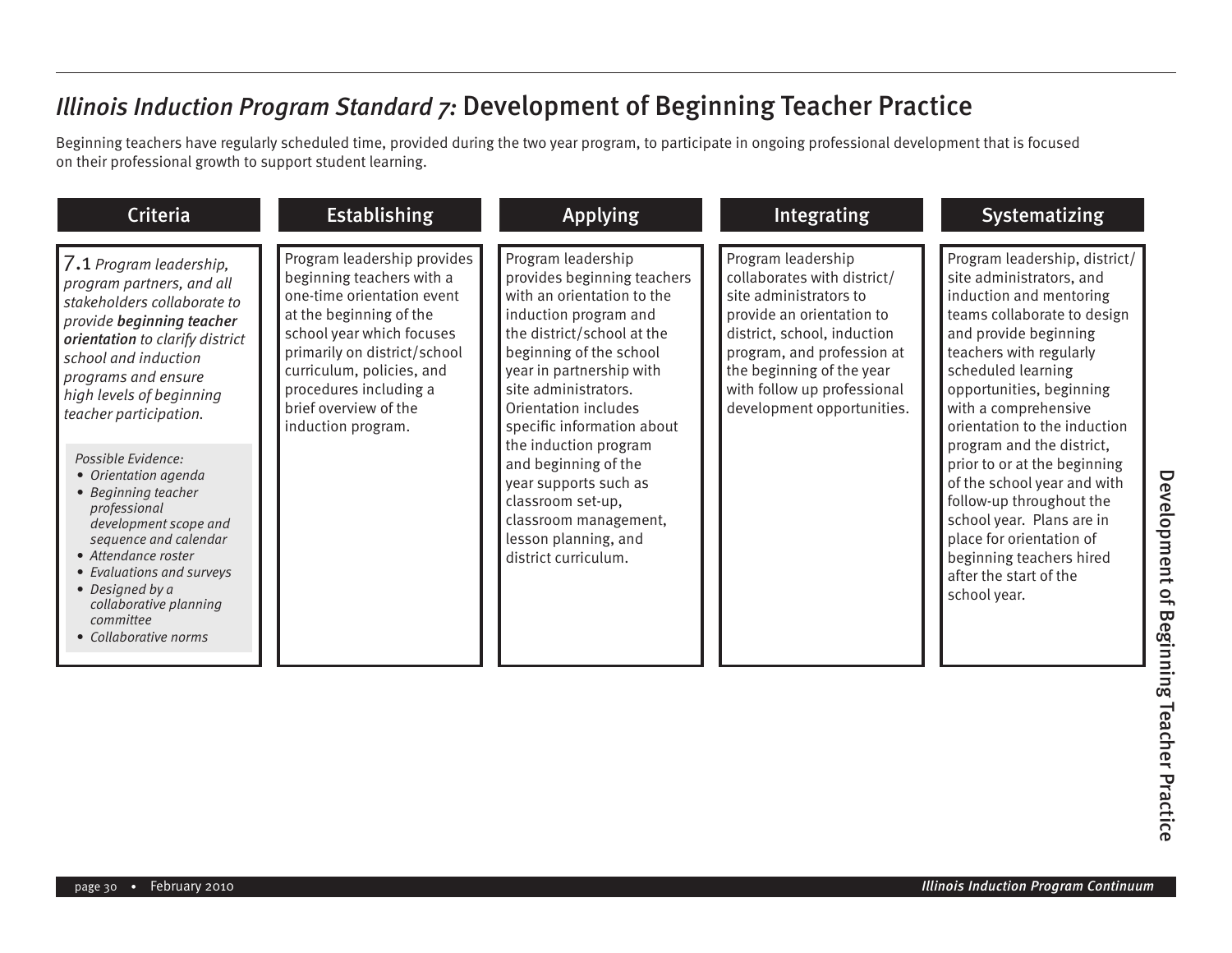# *Illinois Induction Program Standard 7:* Development of Beginning Teacher Practice

Beginning teachers have regularly scheduled time, provided during the two year program, to participate in ongoing professional development that is focused on their professional growth to support student learning.

| Criteria | Establishing | Applying | Integrating | Systematizing |
|---|---|---|---|---|
| 7.1 *Program leadership, program partners, and all stakeholders collaborate to provide* ***beginning teacher orientation*** *to clarify district school and induction programs and ensure high levels of beginning teacher participation.*<br><br>*Possible Evidence:*<br>• *Orientation agenda*<br>• *Beginning teacher professional development scope and sequence and calendar*<br>• *Attendance roster*<br>• *Evaluations and surveys*<br>• *Designed by a collaborative planning committee*<br>• *Collaborative norms* | Program leadership provides beginning teachers with a one-time orientation event at the beginning of the school year which focuses primarily on district/school curriculum, policies, and procedures including a brief overview of the induction program. | Program leadership provides beginning teachers with an orientation to the induction program and the district/school at the beginning of the school year in partnership with site administrators. Orientation includes specific information about the induction program and beginning of the year supports such as classroom set-up, classroom management, lesson planning, and district curriculum. | Program leadership collaborates with district/site administrators to provide an orientation to district, school, induction program, and profession at the beginning of the year with follow up professional development opportunities. | Program leadership, district/site administrators, and induction and mentoring teams collaborate to design and provide beginning teachers with regularly scheduled learning opportunities, beginning with a comprehensive orientation to the induction program and the district, prior to or at the beginning of the school year and with follow-up throughout the school year. Plans are in place for orientation of beginning teachers hired after the start of the school year. |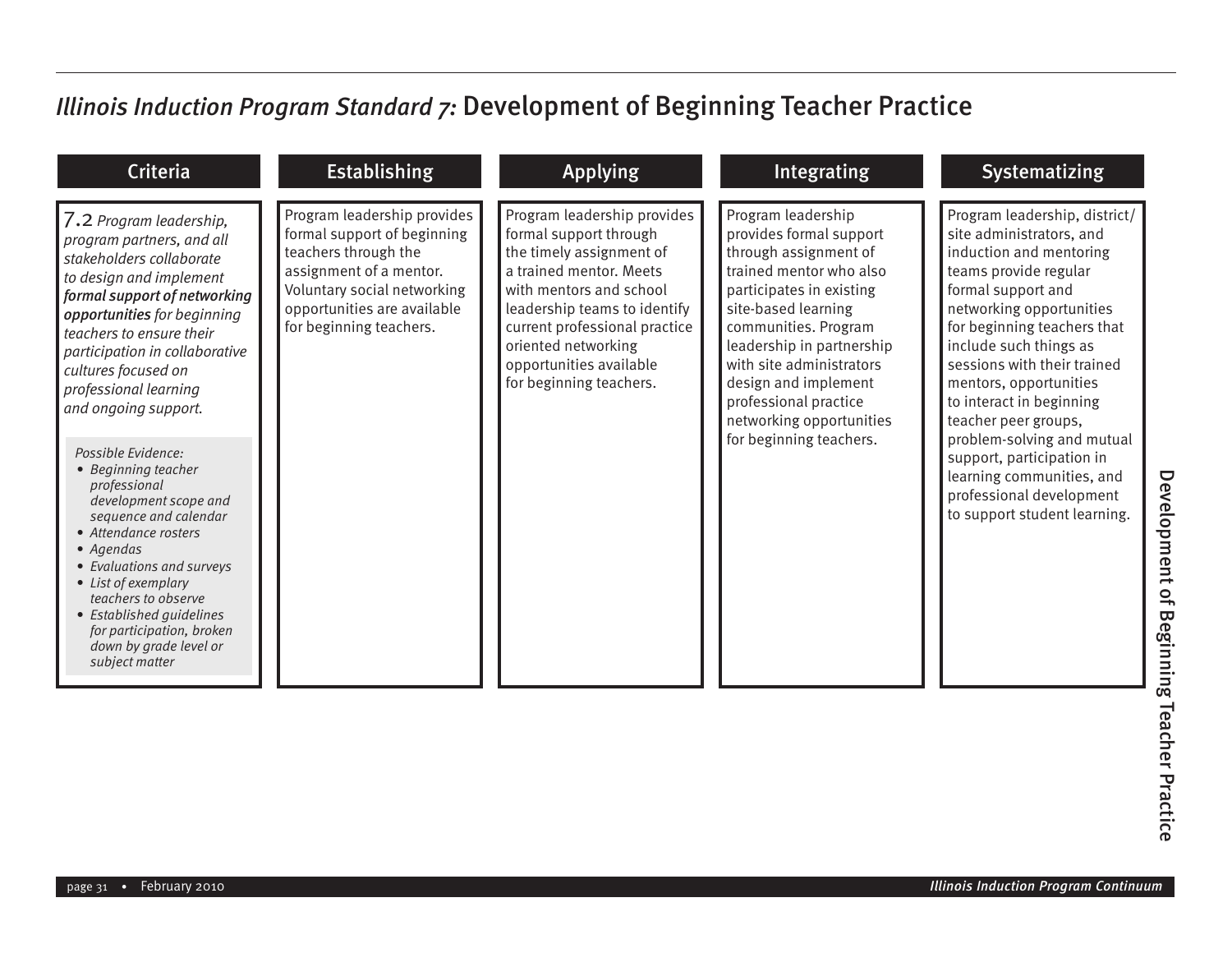# *Illinois Induction Program Standard 7:* Development of Beginning Teacher Practice

| Criteria | Establishing | Applying | Integrating | Systematizing |
|---|---|---|---|---|
| 7.2 *Program leadership, program partners, and all stakeholders collaborate to design and implement* ***formal support of networking opportunities*** *for beginning teachers to ensure their participation in collaborative cultures focused on professional learning and ongoing support.*<br><br>*Possible Evidence:*<br>• *Beginning teacher professional development scope and sequence and calendar*<br>• *Attendance rosters*<br>• *Agendas*<br>• *Evaluations and surveys*<br>• *List of exemplary teachers to observe*<br>• *Established guidelines for participation, broken down by grade level or subject matter* | Program leadership provides formal support of beginning teachers through the assignment of a mentor. Voluntary social networking opportunities are available for beginning teachers. | Program leadership provides formal support through the timely assignment of a trained mentor. Meets with mentors and school leadership teams to identify current professional practice oriented networking opportunities available for beginning teachers. | Program leadership provides formal support through assignment of trained mentor who also participates in existing site-based learning communities. Program leadership in partnership with site administrators design and implement professional practice networking opportunities for beginning teachers. | Program leadership, district/site administrators, and induction and mentoring teams provide regular formal support and networking opportunities for beginning teachers that include such things as sessions with their trained mentors, opportunities to interact in beginning teacher peer groups, problem-solving and mutual support, participation in learning communities, and professional development to support student learning. |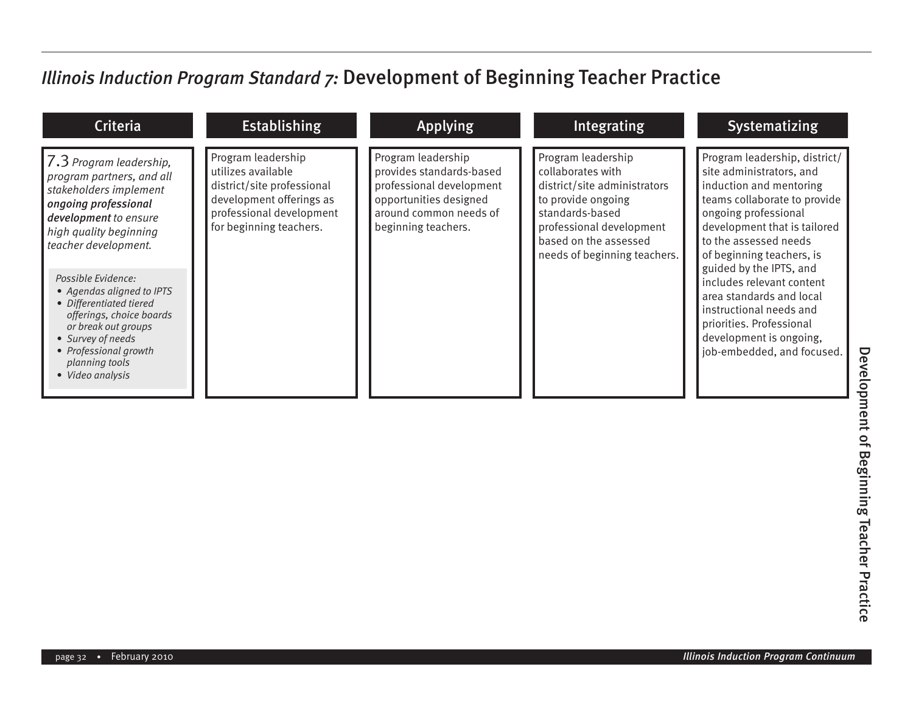## *Illinois Induction Program Standard 7:* Development of Beginning Teacher Practice

| Criteria | Establishing | Applying | Integrating | Systematizing |
|---|---|---|---|---|
| 7.3 *Program leadership, program partners, and all stakeholders implement **ongoing professional development** to ensure high quality beginning teacher development.*<br><br>*Possible Evidence:*<br>• *Agendas aligned to IPTS*<br>• *Differentiated tiered offerings, choice boards or break out groups*<br>• *Survey of needs*<br>• *Professional growth planning tools*<br>• *Video analysis* | Program leadership utilizes available district/site professional development offerings as professional development for beginning teachers. | Program leadership provides standards-based professional development opportunities designed around common needs of beginning teachers. | Program leadership collaborates with district/site administrators to provide ongoing standards-based professional development based on the assessed needs of beginning teachers. | Program leadership, district/site administrators, and induction and mentoring teams collaborate to provide ongoing professional development that is tailored to the assessed needs of beginning teachers, is guided by the IPTS, and includes relevant content area standards and local instructional needs and priorities. Professional development is ongoing, job-embedded, and focused. |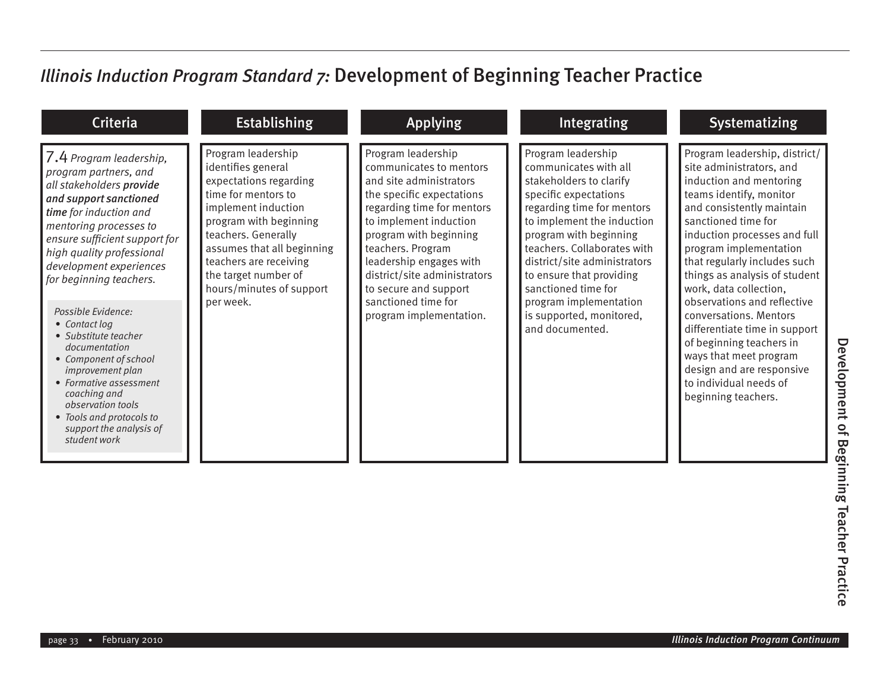## *Illinois Induction Program Standard 7:* Development of Beginning Teacher Practice

| Criteria | Establishing | Applying | Integrating | Systematizing |
|---|---|---|---|---|
| 7.4 *Program leadership, program partners, and all stakeholders **provide and support sanctioned time** for induction and mentoring processes to ensure sufficient support for high quality professional development experiences for beginning teachers.*<br><br>*Possible Evidence:*<br>• *Contact log*<br>• *Substitute teacher documentation*<br>• *Component of school improvement plan*<br>• *Formative assessment coaching and observation tools*<br>• *Tools and protocols to support the analysis of student work* | Program leadership identifies general expectations regarding time for mentors to implement induction program with beginning teachers. Generally assumes that all beginning teachers are receiving the target number of hours/minutes of support per week. | Program leadership communicates to mentors and site administrators the specific expectations regarding time for mentors to implement induction program with beginning teachers. Program leadership engages with district/site administrators to secure and support sanctioned time for program implementation. | Program leadership communicates with all stakeholders to clarify specific expectations regarding time for mentors to implement the induction program with beginning teachers. Collaborates with district/site administrators to ensure that providing sanctioned time for program implementation is supported, monitored, and documented. | Program leadership, district/site administrators, and induction and mentoring teams identify, monitor and consistently maintain sanctioned time for induction processes and full program implementation that regularly includes such things as analysis of student work, data collection, observations and reflective conversations. Mentors differentiate time in support of beginning teachers in ways that meet program design and are responsive to individual needs of beginning teachers. |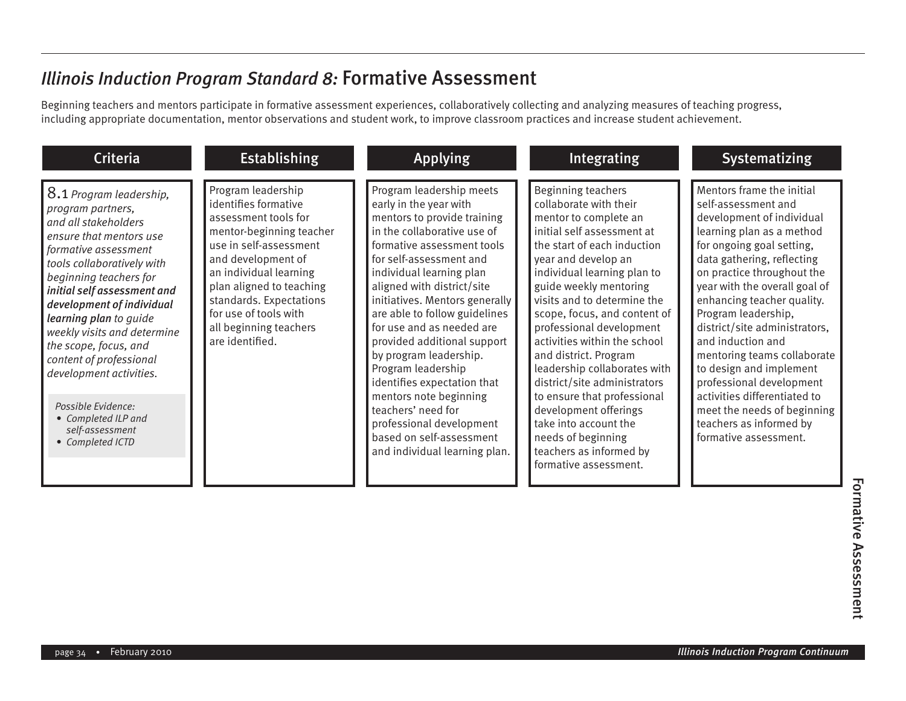## *Illinois Induction Program Standard 8:* Formative Assessment

Beginning teachers and mentors participate in formative assessment experiences, collaboratively collecting and analyzing measures of teaching progress, including appropriate documentation, mentor observations and student work, to improve classroom practices and increase student achievement.

| Criteria | Establishing | Applying | Integrating | Systematizing |
|---|---|---|---|---|
| 8.1 *Program leadership, program partners, and all stakeholders ensure that mentors use formative assessment tools collaboratively with beginning teachers for* ***initial self assessment and development of individual learning plan*** *to guide weekly visits and determine the scope, focus, and content of professional development activities.*<br><br>*Possible Evidence:*<br>• *Completed ILP and self-assessment*<br>• *Completed ICTD* | Program leadership identifies formative assessment tools for mentor-beginning teacher use in self-assessment and development of an individual learning plan aligned to teaching standards. Expectations for use of tools with all beginning teachers are identified. | Program leadership meets early in the year with mentors to provide training in the collaborative use of formative assessment tools for self-assessment and individual learning plan aligned with district/site initiatives. Mentors generally are able to follow guidelines for use and as needed are provided additional support by program leadership. Program leadership identifies expectation that mentors note beginning teachers' need for professional development based on self-assessment and individual learning plan. | Beginning teachers collaborate with their mentor to complete an initial self assessment at the start of each induction year and develop an individual learning plan to guide weekly mentoring visits and to determine the scope, focus, and content of professional development activities within the school and district. Program leadership collaborates with district/site administrators to ensure that professional development offerings take into account the needs of beginning teachers as informed by formative assessment. | Mentors frame the initial self-assessment and development of individual learning plan as a method for ongoing goal setting, data gathering, reflecting on practice throughout the year with the overall goal of enhancing teacher quality. Program leadership, district/site administrators, and induction and mentoring teams collaborate to design and implement professional development activities differentiated to meet the needs of beginning teachers as informed by formative assessment. |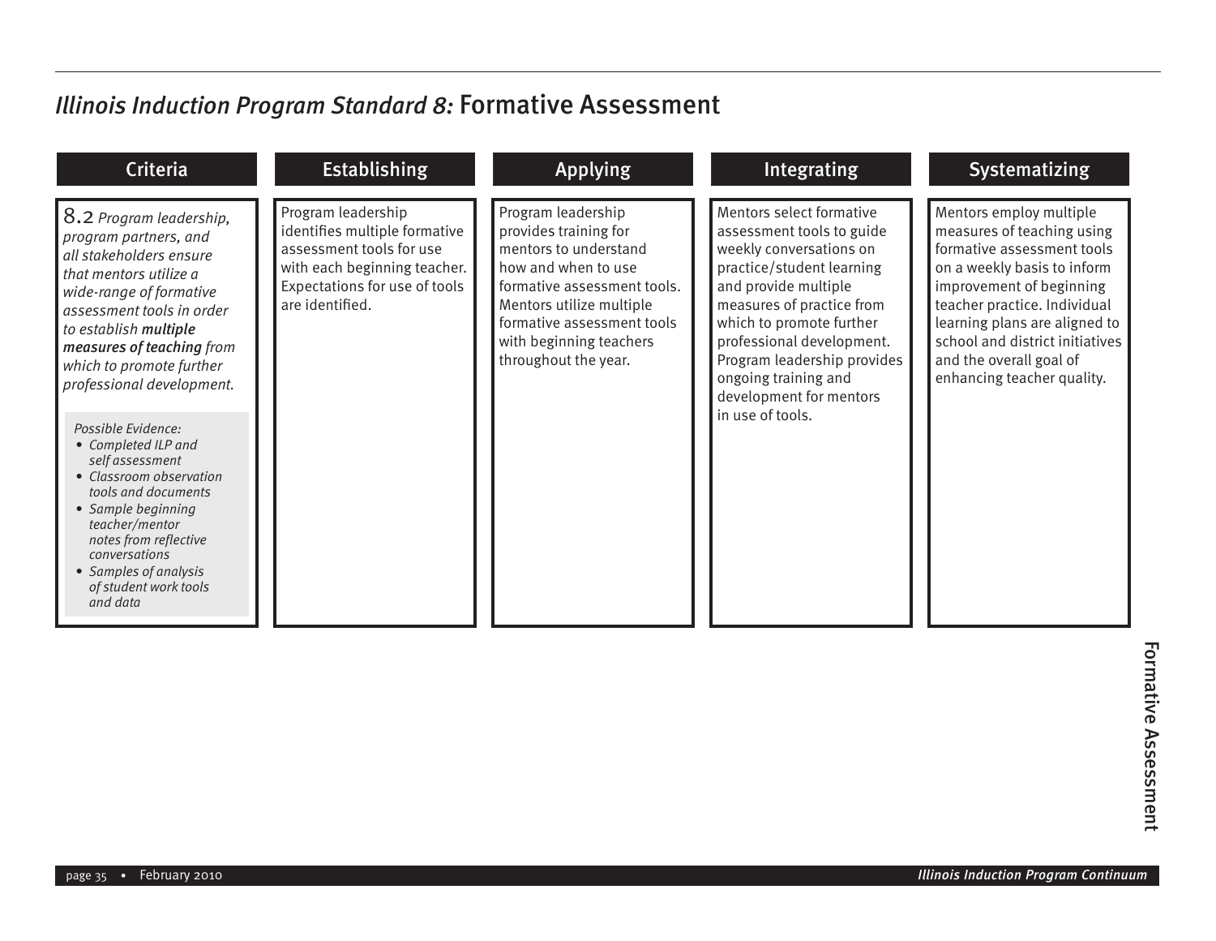## *Illinois Induction Program Standard 8:* Formative Assessment

| Criteria | Establishing | Applying | Integrating | Systematizing |
|---|---|---|---|---|
| 8.2 *Program leadership, program partners, and all stakeholders ensure that mentors utilize a wide-range of formative assessment tools in order to establish* ***multiple measures of teaching*** *from which to promote further professional development.*<br><br>*Possible Evidence:*<br>• *Completed ILP and self assessment*<br>• *Classroom observation tools and documents*<br>• *Sample beginning teacher/mentor notes from reflective conversations*<br>• *Samples of analysis of student work tools and data* | Program leadership identifies multiple formative assessment tools for use with each beginning teacher. Expectations for use of tools are identified. | Program leadership provides training for mentors to understand how and when to use formative assessment tools. Mentors utilize multiple formative assessment tools with beginning teachers throughout the year. | Mentors select formative assessment tools to guide weekly conversations on practice/student learning and provide multiple measures of practice from which to promote further professional development. Program leadership provides ongoing training and development for mentors in use of tools. | Mentors employ multiple measures of teaching using formative assessment tools on a weekly basis to inform improvement of beginning teacher practice. Individual learning plans are aligned to school and district initiatives and the overall goal of enhancing teacher quality. |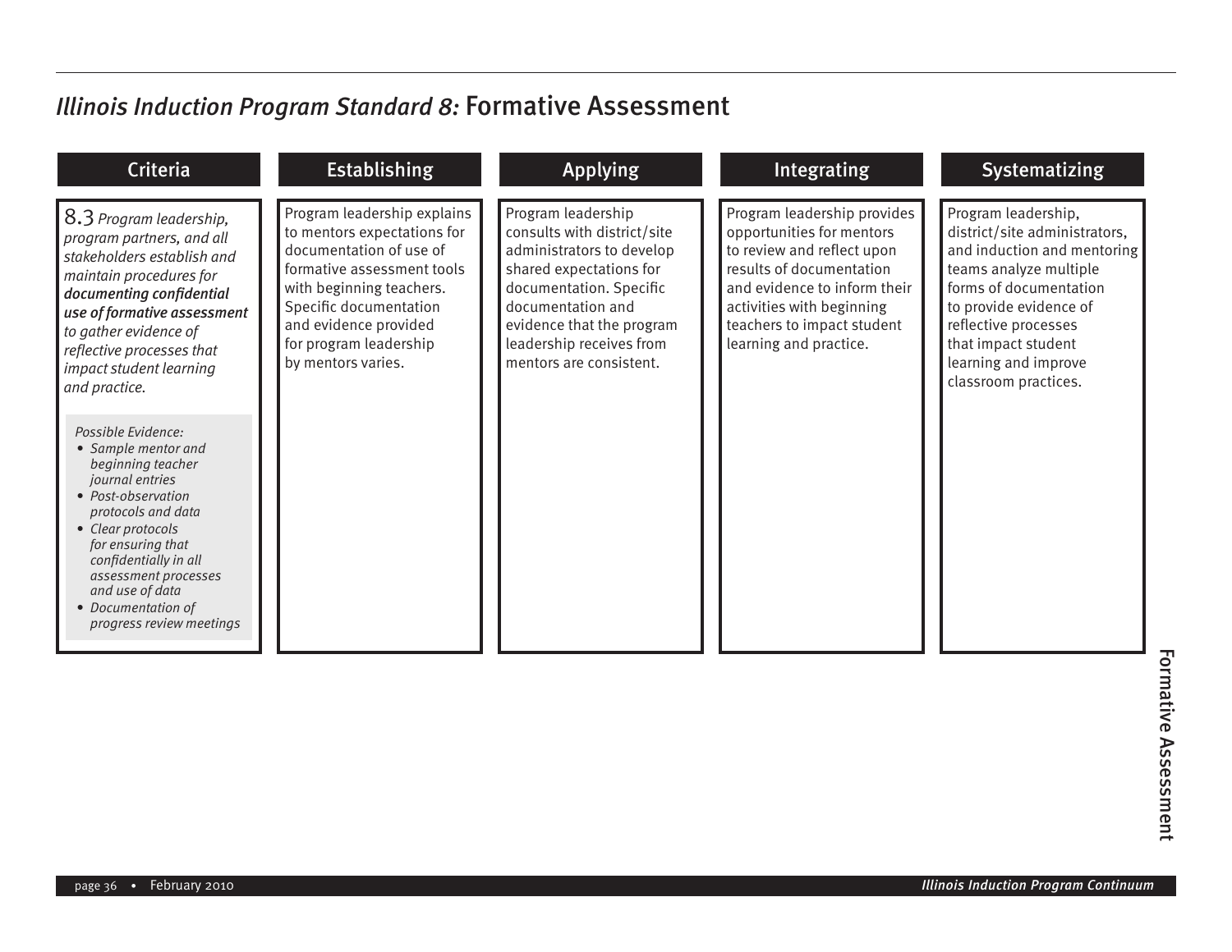## *Illinois Induction Program Standard 8:* Formative Assessment

| Criteria | Establishing | Applying | Integrating | Systematizing |
|---|---|---|---|---|
| 8.3 *Program leadership, program partners, and all stakeholders establish and maintain procedures for **documenting confidential use of formative assessment** to gather evidence of reflective processes that impact student learning and practice.*<br><br>*Possible Evidence:*<br>• *Sample mentor and beginning teacher journal entries*<br>• *Post-observation protocols and data*<br>• *Clear protocols for ensuring that confidentially in all assessment processes and use of data*<br>• *Documentation of progress review meetings* | Program leadership explains to mentors expectations for documentation of use of formative assessment tools with beginning teachers. Specific documentation and evidence provided for program leadership by mentors varies. | Program leadership consults with district/site administrators to develop shared expectations for documentation. Specific documentation and evidence that the program leadership receives from mentors are consistent. | Program leadership provides opportunities for mentors to review and reflect upon results of documentation and evidence to inform their activities with beginning teachers to impact student learning and practice. | Program leadership, district/site administrators, and induction and mentoring teams analyze multiple forms of documentation to provide evidence of reflective processes that impact student learning and improve classroom practices. |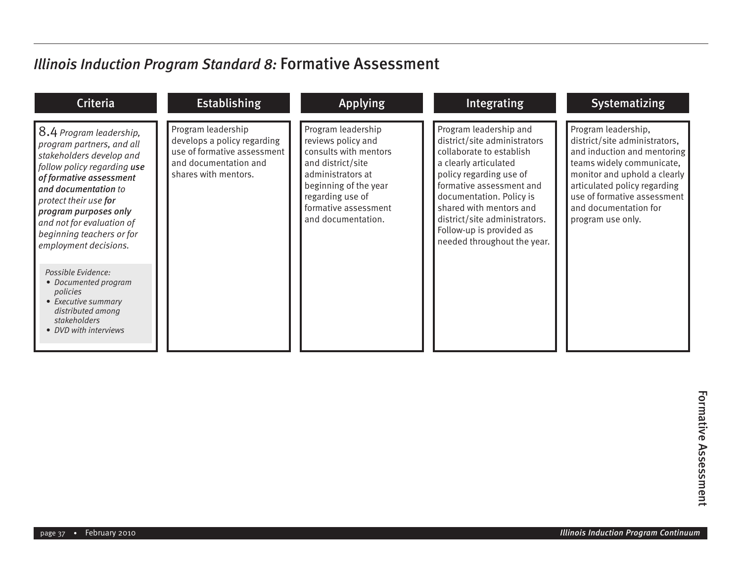## *Illinois Induction Program Standard 8:* Formative Assessment

| Criteria | Establishing | Applying | Integrating | Systematizing |
|---|---|---|---|---|
| 8.4 *Program leadership, program partners, and all stakeholders develop and follow policy regarding* ***use of formative assessment and documentation*** *to protect their use* ***for program purposes only*** *and not for evaluation of beginning teachers or for employment decisions.*<br><br>*Possible Evidence:*<br>• *Documented program policies*<br>• *Executive summary distributed among stakeholders*<br>• *DVD with interviews* | Program leadership develops a policy regarding use of formative assessment and documentation and shares with mentors. | Program leadership reviews policy and consults with mentors and district/site administrators at beginning of the year regarding use of formative assessment and documentation. | Program leadership and district/site administrators collaborate to establish a clearly articulated policy regarding use of formative assessment and documentation. Policy is shared with mentors and district/site administrators. Follow-up is provided as needed throughout the year. | Program leadership, district/site administrators, and induction and mentoring teams widely communicate, monitor and uphold a clearly articulated policy regarding use of formative assessment and documentation for program use only. |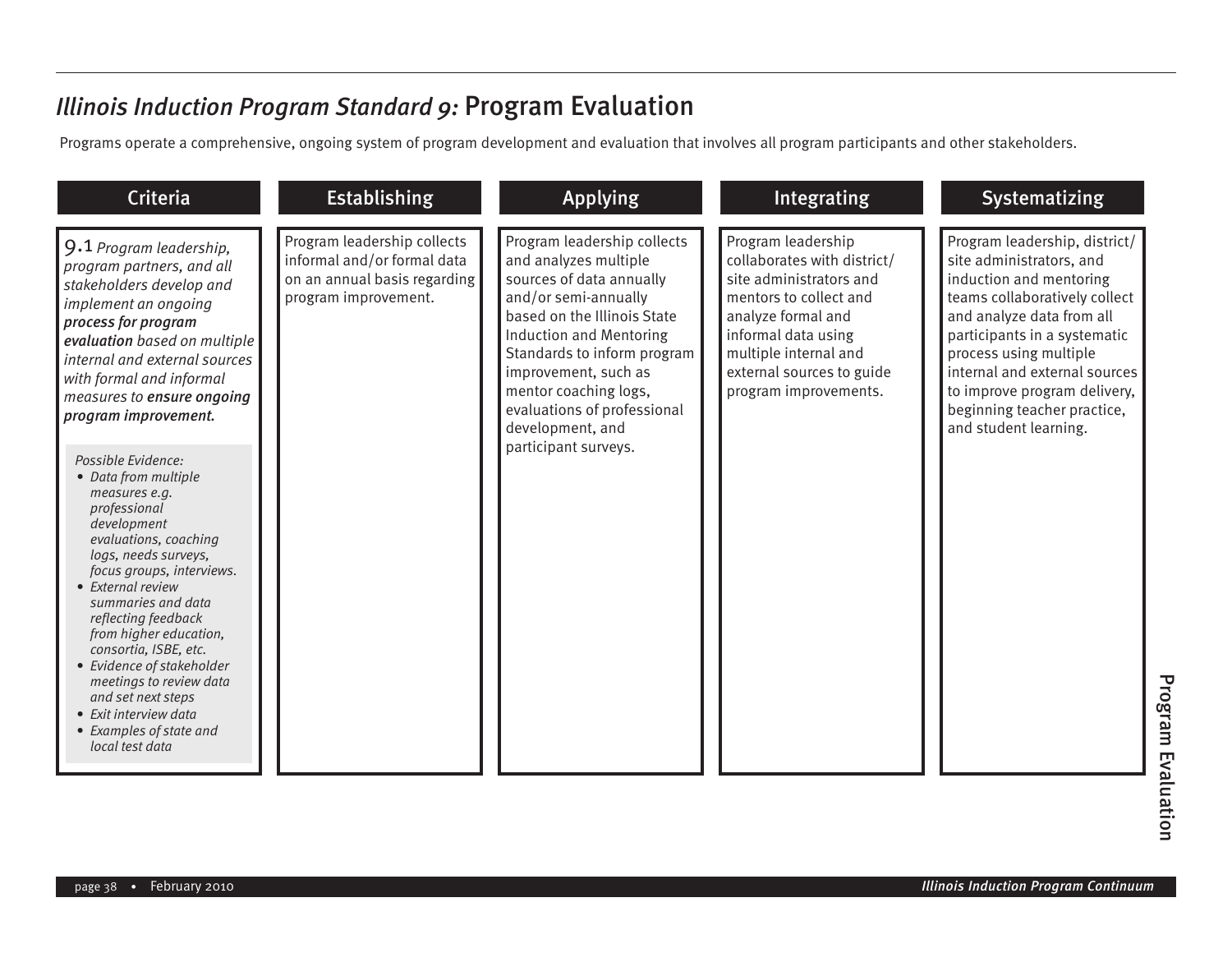## *Illinois Induction Program Standard 9:* Program Evaluation

Programs operate a comprehensive, ongoing system of program development and evaluation that involves all program participants and other stakeholders.

| Criteria | Establishing | Applying | Integrating | Systematizing |
|---|---|---|---|---|
| 9.1 *Program leadership, program partners, and all stakeholders develop and implement an ongoing* ***process for program evaluation*** *based on multiple internal and external sources with formal and informal measures to* ***ensure ongoing program improvement.***<br><br>*Possible Evidence:*<br>• *Data from multiple measures e.g. professional development evaluations, coaching logs, needs surveys, focus groups, interviews.*<br>• *External review summaries and data reflecting feedback from higher education, consortia, ISBE, etc.*<br>• *Evidence of stakeholder meetings to review data and set next steps*<br>• *Exit interview data*<br>• *Examples of state and local test data* | Program leadership collects informal and/or formal data on an annual basis regarding program improvement. | Program leadership collects and analyzes multiple sources of data annually and/or semi-annually based on the Illinois State Induction and Mentoring Standards to inform program improvement, such as mentor coaching logs, evaluations of professional development, and participant surveys. | Program leadership collaborates with district/ site administrators and mentors to collect and analyze formal and informal data using multiple internal and external sources to guide program improvements. | Program leadership, district/ site administrators, and induction and mentoring teams collaboratively collect and analyze data from all participants in a systematic process using multiple internal and external sources to improve program delivery, beginning teacher practice, and student learning. |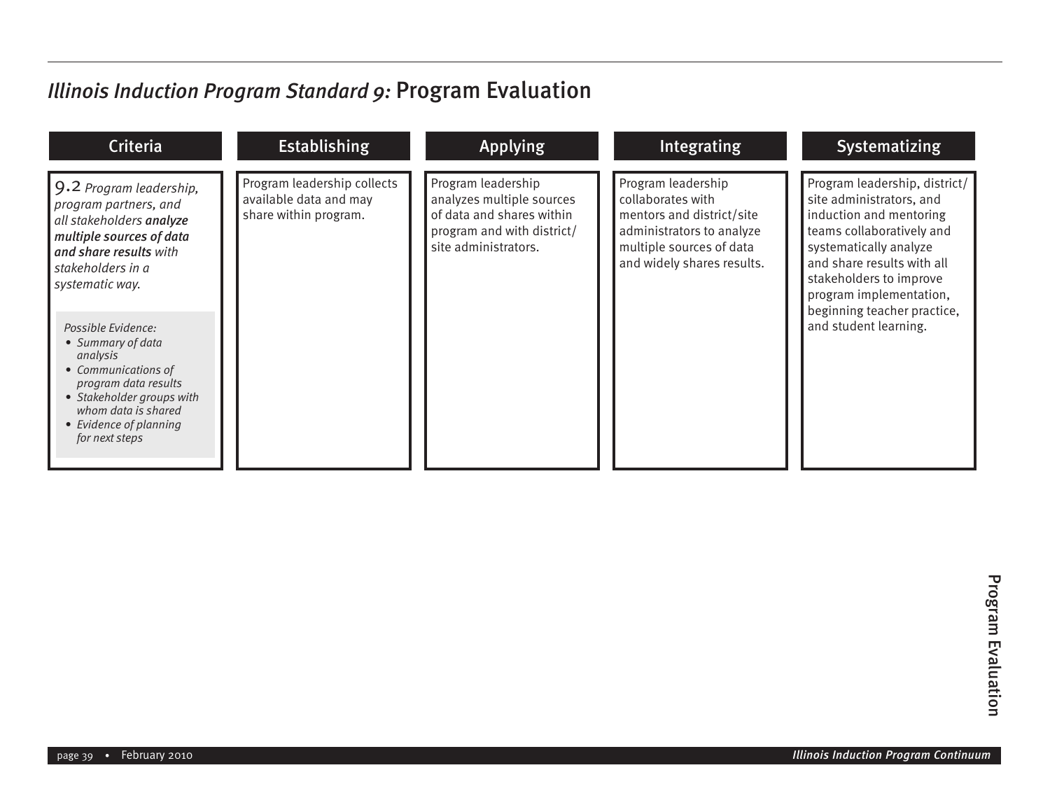# *Illinois Induction Program Standard 9:* Program Evaluation

| Criteria | Establishing | Applying | Integrating | Systematizing |
| --- | --- | --- | --- | --- |
| 9.2 *Program leadership, program partners, and all stakeholders* ***analyze multiple sources of data and share results*** *with stakeholders in a systematic way.*<br><br>*Possible Evidence:*<br>• *Summary of data analysis*<br>• *Communications of program data results*<br>• *Stakeholder groups with whom data is shared*<br>• *Evidence of planning for next steps* | Program leadership collects available data and may share within program. | Program leadership analyzes multiple sources of data and shares within program and with district/site administrators. | Program leadership collaborates with mentors and district/site administrators to analyze multiple sources of data and widely shares results. | Program leadership, district/site administrators, and induction and mentoring teams collaboratively and systematically analyze and share results with all stakeholders to improve program implementation, beginning teacher practice, and student learning. |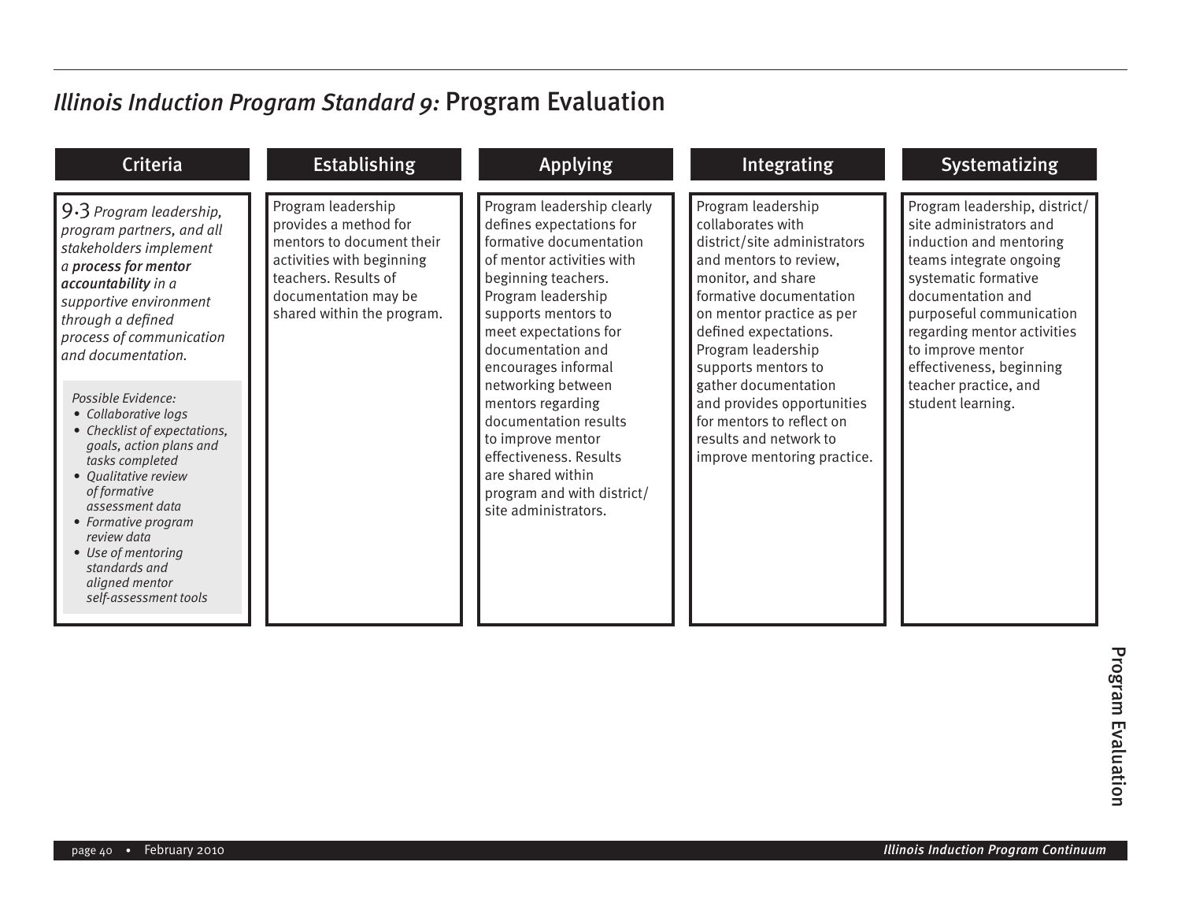# *Illinois Induction Program Standard 9:* Program Evaluation

| Criteria | Establishing | Applying | Integrating | Systematizing |
|---|---|---|---|---|
| 9.3 *Program leadership, program partners, and all stakeholders implement a **process for mentor accountability** in a supportive environment through a defined process of communication and documentation.*<br><br>*Possible Evidence:*<br>• *Collaborative logs*<br>• *Checklist of expectations, goals, action plans and tasks completed*<br>• *Qualitative review of formative assessment data*<br>• *Formative program review data*<br>• *Use of mentoring standards and aligned mentor self-assessment tools* | Program leadership provides a method for mentors to document their activities with beginning teachers. Results of documentation may be shared within the program. | Program leadership clearly defines expectations for formative documentation of mentor activities with beginning teachers. Program leadership supports mentors to meet expectations for documentation and encourages informal networking between mentors regarding documentation results to improve mentor effectiveness. Results are shared within program and with district/site administrators. | Program leadership collaborates with district/site administrators and mentors to review, monitor, and share formative documentation on mentor practice as per defined expectations. Program leadership supports mentors to gather documentation and provides opportunities for mentors to reflect on results and network to improve mentoring practice. | Program leadership, district/site administrators and induction and mentoring teams integrate ongoing systematic formative documentation and purposeful communication regarding mentor activities to improve mentor effectiveness, beginning teacher practice, and student learning. |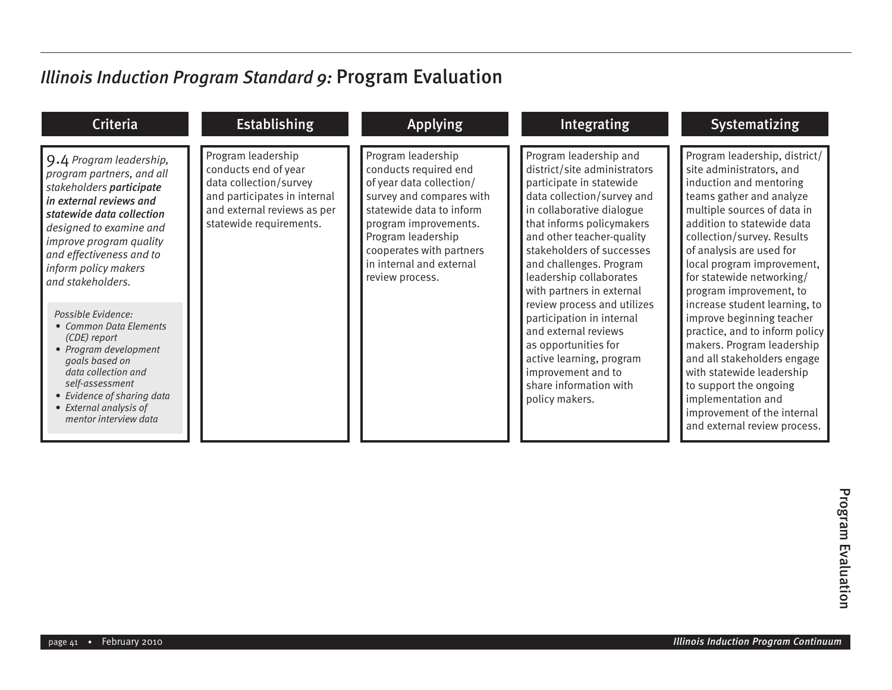# *Illinois Induction Program Standard 9:* Program Evaluation

| Criteria | Establishing | Applying | Integrating | Systematizing |
|---|---|---|---|---|
| 9.4 *Program leadership, program partners, and all stakeholders* ***participate in external reviews and statewide data collection*** *designed to examine and improve program quality and effectiveness and to inform policy makers and stakeholders.*<br><br>*Possible Evidence:*<br>• *Common Data Elements (CDE) report*<br>• *Program development goals based on data collection and self-assessment*<br>• *Evidence of sharing data*<br>• *External analysis of mentor interview data* | Program leadership conducts end of year data collection/survey and participates in internal and external reviews as per statewide requirements. | Program leadership conducts required end of year data collection/survey and compares with statewide data to inform program improvements. Program leadership cooperates with partners in internal and external review process. | Program leadership and district/site administrators participate in statewide data collection/survey and in collaborative dialogue that informs policymakers and other teacher-quality stakeholders of successes and challenges. Program leadership collaborates with partners in external review process and utilizes participation in internal and external reviews as opportunities for active learning, program improvement and to share information with policy makers. | Program leadership, district/site administrators, and induction and mentoring teams gather and analyze multiple sources of data in addition to statewide data collection/survey. Results of analysis are used for local program improvement, for statewide networking/program improvement, to increase student learning, to improve beginning teacher practice, and to inform policy makers. Program leadership and all stakeholders engage with statewide leadership to support the ongoing implementation and improvement of the internal and external review process. |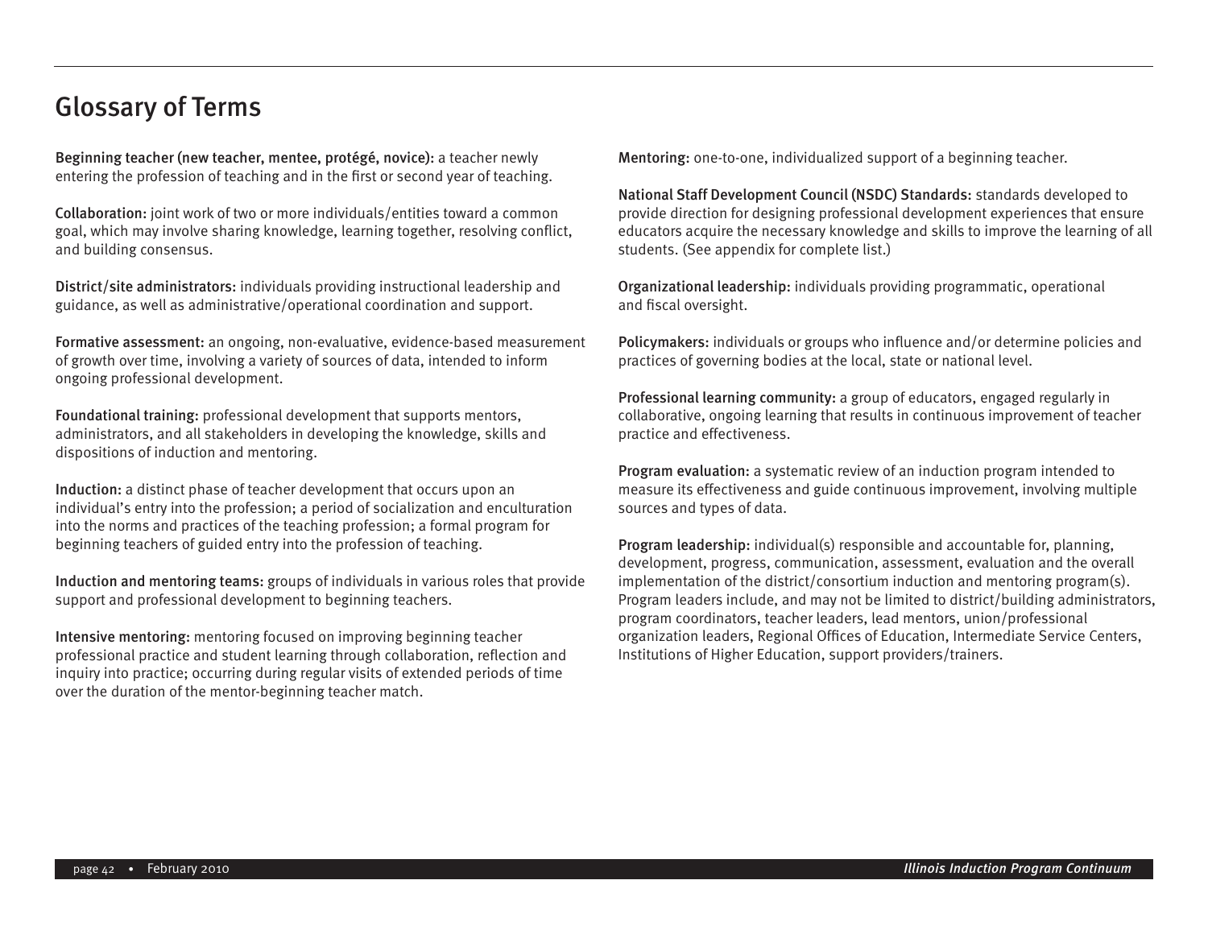# Glossary of Terms

**Beginning teacher (new teacher, mentee, protégé, novice):** a teacher newly entering the profession of teaching and in the first or second year of teaching.

**Collaboration:** joint work of two or more individuals/entities toward a common goal, which may involve sharing knowledge, learning together, resolving conflict, and building consensus.

**District/site administrators:** individuals providing instructional leadership and guidance, as well as administrative/operational coordination and support.

**Formative assessment:** an ongoing, non-evaluative, evidence-based measurement of growth over time, involving a variety of sources of data, intended to inform ongoing professional development.

**Foundational training:** professional development that supports mentors, administrators, and all stakeholders in developing the knowledge, skills and dispositions of induction and mentoring.

**Induction:** a distinct phase of teacher development that occurs upon an individual's entry into the profession; a period of socialization and enculturation into the norms and practices of the teaching profession; a formal program for beginning teachers of guided entry into the profession of teaching.

**Induction and mentoring teams:** groups of individuals in various roles that provide support and professional development to beginning teachers.

**Intensive mentoring:** mentoring focused on improving beginning teacher professional practice and student learning through collaboration, reflection and inquiry into practice; occurring during regular visits of extended periods of time over the duration of the mentor-beginning teacher match.

**Mentoring:** one-to-one, individualized support of a beginning teacher.

**National Staff Development Council (NSDC) Standards:** standards developed to provide direction for designing professional development experiences that ensure educators acquire the necessary knowledge and skills to improve the learning of all students. (See appendix for complete list.)

**Organizational leadership:** individuals providing programmatic, operational and fiscal oversight.

**Policymakers:** individuals or groups who influence and/or determine policies and practices of governing bodies at the local, state or national level.

**Professional learning community:** a group of educators, engaged regularly in collaborative, ongoing learning that results in continuous improvement of teacher practice and effectiveness.

**Program evaluation:** a systematic review of an induction program intended to measure its effectiveness and guide continuous improvement, involving multiple sources and types of data.

**Program leadership:** individual(s) responsible and accountable for, planning, development, progress, communication, assessment, evaluation and the overall implementation of the district/consortium induction and mentoring program(s). Program leaders include, and may not be limited to district/building administrators, program coordinators, teacher leaders, lead mentors, union/professional organization leaders, Regional Offices of Education, Intermediate Service Centers, Institutions of Higher Education, support providers/trainers.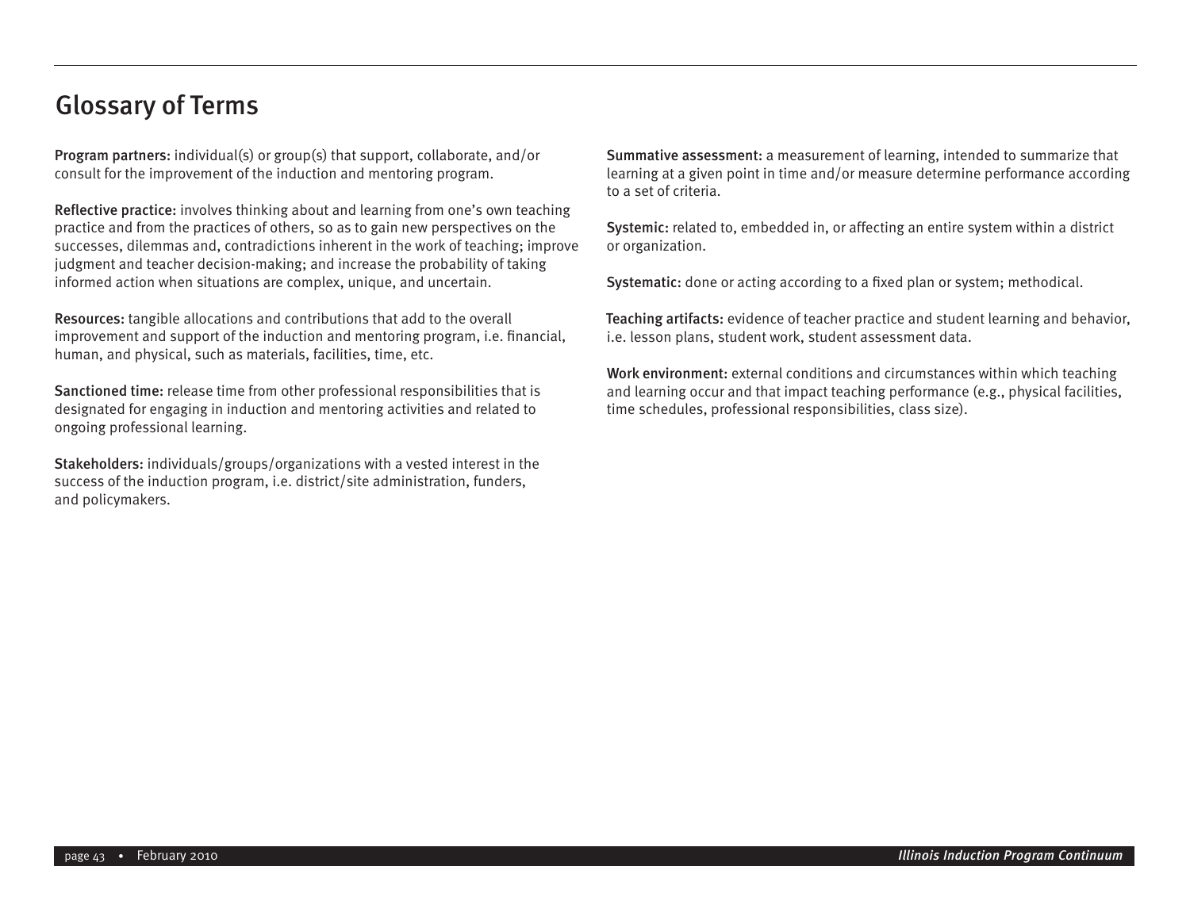# Glossary of Terms

**Program partners:** individual(s) or group(s) that support, collaborate, and/or consult for the improvement of the induction and mentoring program.

**Reflective practice:** involves thinking about and learning from one's own teaching practice and from the practices of others, so as to gain new perspectives on the successes, dilemmas and, contradictions inherent in the work of teaching; improve judgment and teacher decision-making; and increase the probability of taking informed action when situations are complex, unique, and uncertain.

**Resources:** tangible allocations and contributions that add to the overall improvement and support of the induction and mentoring program, i.e. financial, human, and physical, such as materials, facilities, time, etc.

**Sanctioned time:** release time from other professional responsibilities that is designated for engaging in induction and mentoring activities and related to ongoing professional learning.

**Stakeholders:** individuals/groups/organizations with a vested interest in the success of the induction program, i.e. district/site administration, funders, and policymakers.

**Summative assessment:** a measurement of learning, intended to summarize that learning at a given point in time and/or measure determine performance according to a set of criteria.

**Systemic:** related to, embedded in, or affecting an entire system within a district or organization.

**Systematic:** done or acting according to a fixed plan or system; methodical.

**Teaching artifacts:** evidence of teacher practice and student learning and behavior, i.e. lesson plans, student work, student assessment data.

**Work environment:** external conditions and circumstances within which teaching and learning occur and that impact teaching performance (e.g., physical facilities, time schedules, professional responsibilities, class size).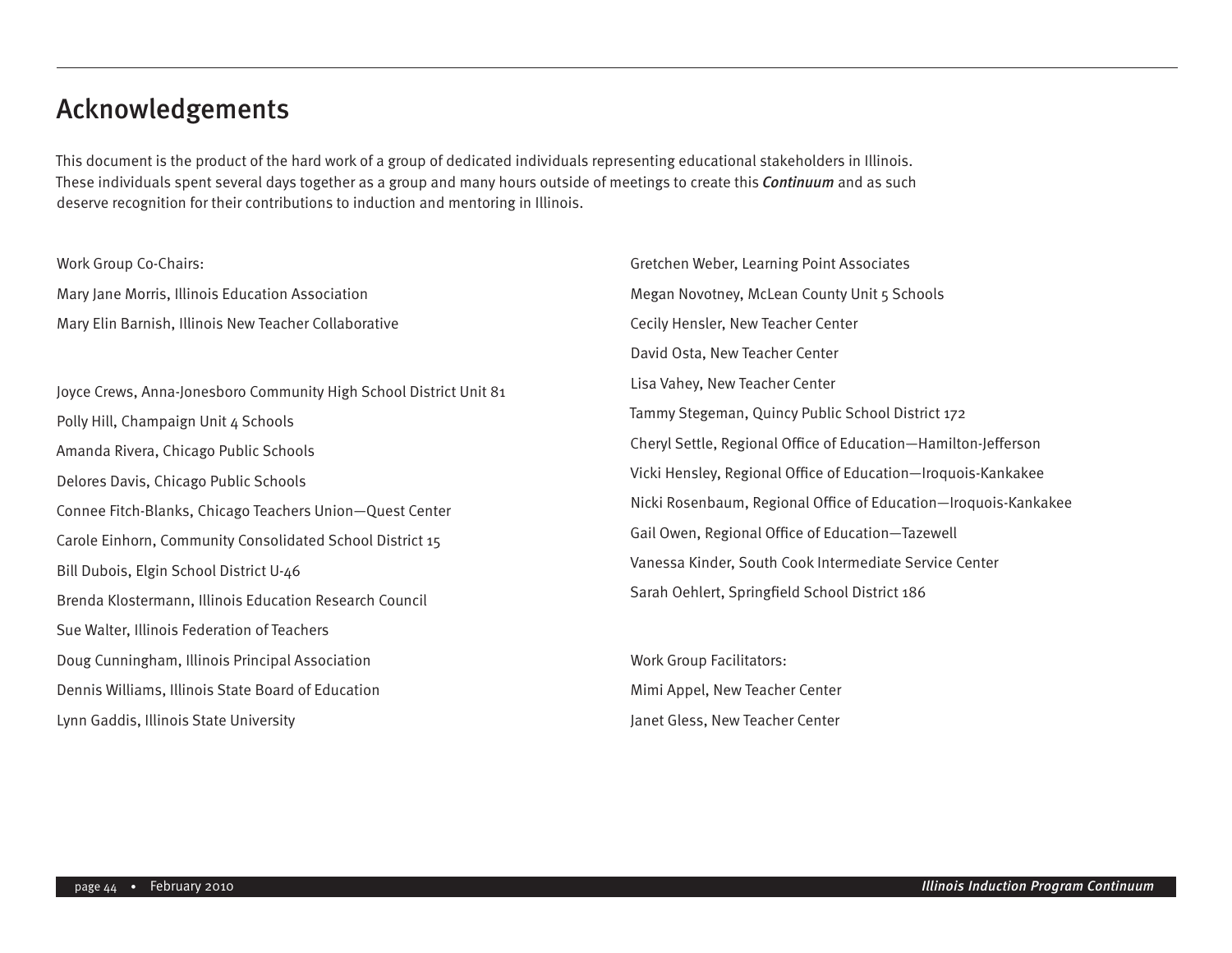# Acknowledgements

This document is the product of the hard work of a group of dedicated individuals representing educational stakeholders in Illinois. These individuals spent several days together as a group and many hours outside of meetings to create this ***Continuum*** and as such deserve recognition for their contributions to induction and mentoring in Illinois.

Work Group Co-Chairs:

Mary Jane Morris, Illinois Education Association

Mary Elin Barnish, Illinois New Teacher Collaborative

Joyce Crews, Anna-Jonesboro Community High School District Unit 81

Polly Hill, Champaign Unit 4 Schools

Amanda Rivera, Chicago Public Schools

Delores Davis, Chicago Public Schools

Connee Fitch-Blanks, Chicago Teachers Union—Quest Center

Carole Einhorn, Community Consolidated School District 15

Bill Dubois, Elgin School District U-46

Brenda Klostermann, Illinois Education Research Council

Sue Walter, Illinois Federation of Teachers

Doug Cunningham, Illinois Principal Association

Dennis Williams, Illinois State Board of Education

Lynn Gaddis, Illinois State University

Gretchen Weber, Learning Point Associates

Megan Novotney, McLean County Unit 5 Schools

Cecily Hensler, New Teacher Center

David Osta, New Teacher Center

Lisa Vahey, New Teacher Center

Tammy Stegeman, Quincy Public School District 172

Cheryl Settle, Regional Office of Education—Hamilton-Jefferson

Vicki Hensley, Regional Office of Education—Iroquois-Kankakee

Nicki Rosenbaum, Regional Office of Education—Iroquois-Kankakee

Gail Owen, Regional Office of Education—Tazewell

Vanessa Kinder, South Cook Intermediate Service Center

Sarah Oehlert, Springfield School District 186

Work Group Facilitators:

Mimi Appel, New Teacher Center

Janet Gless, New Teacher Center